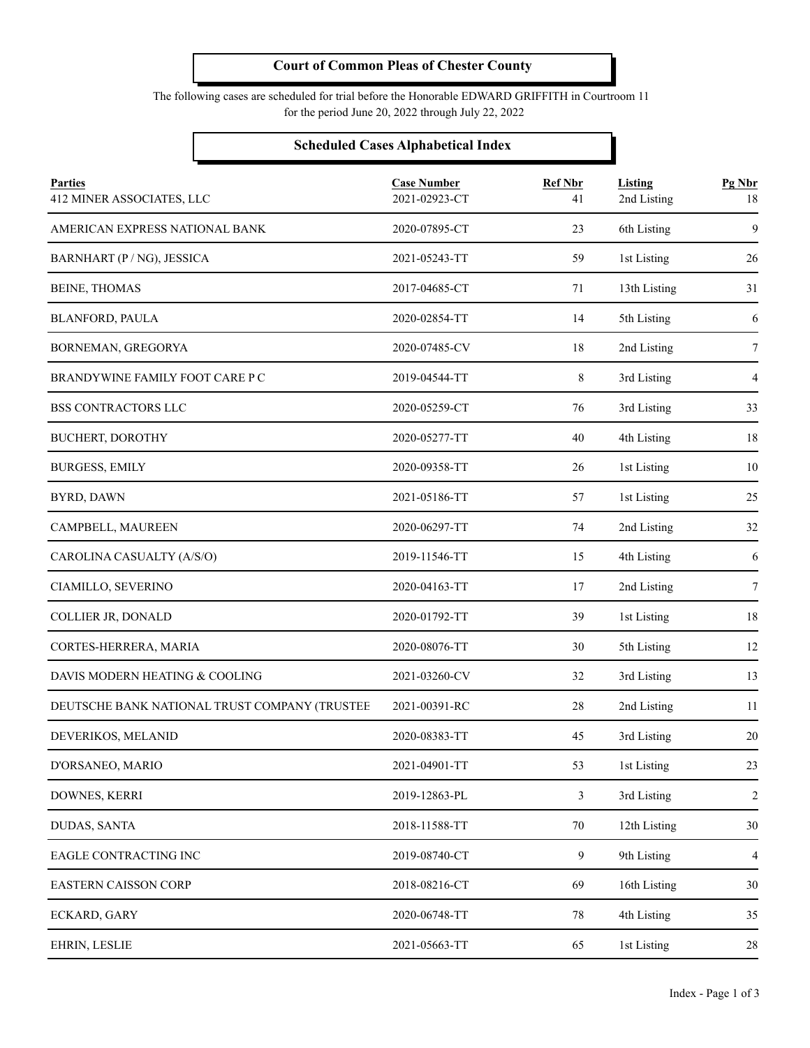# Court of Common Pleas of Chester County

The following cases are scheduled for trial before the Honorable EDWARD GRIFFITH in Courtroom 11
for the period June 20, 2022 through July 22, 2022

## Scheduled Cases Alphabetical Index

| Parties | Case Number | Ref Nbr | Listing | Pg Nbr |
|---|---|---|---|---|
| 412 MINER ASSOCIATES, LLC | 2021-02923-CT | 41 | 2nd Listing | 18 |
| AMERICAN EXPRESS NATIONAL BANK | 2020-07895-CT | 23 | 6th Listing | 9 |
| BARNHART (P / NG), JESSICA | 2021-05243-TT | 59 | 1st Listing | 26 |
| BEINE, THOMAS | 2017-04685-CT | 71 | 13th Listing | 31 |
| BLANFORD, PAULA | 2020-02854-TT | 14 | 5th Listing | 6 |
| BORNEMAN, GREGORYA | 2020-07485-CV | 18 | 2nd Listing | 7 |
| BRANDYWINE FAMILY FOOT CARE P C | 2019-04544-TT | 8 | 3rd Listing | 4 |
| BSS CONTRACTORS LLC | 2020-05259-CT | 76 | 3rd Listing | 33 |
| BUCHERT, DOROTHY | 2020-05277-TT | 40 | 4th Listing | 18 |
| BURGESS, EMILY | 2020-09358-TT | 26 | 1st Listing | 10 |
| BYRD, DAWN | 2021-05186-TT | 57 | 1st Listing | 25 |
| CAMPBELL, MAUREEN | 2020-06297-TT | 74 | 2nd Listing | 32 |
| CAROLINA CASUALTY (A/S/O) | 2019-11546-TT | 15 | 4th Listing | 6 |
| CIAMILLO, SEVERINO | 2020-04163-TT | 17 | 2nd Listing | 7 |
| COLLIER JR, DONALD | 2020-01792-TT | 39 | 1st Listing | 18 |
| CORTES-HERRERA, MARIA | 2020-08076-TT | 30 | 5th Listing | 12 |
| DAVIS MODERN HEATING & COOLING | 2021-03260-CV | 32 | 3rd Listing | 13 |
| DEUTSCHE BANK NATIONAL TRUST COMPANY (TRUSTEE | 2021-00391-RC | 28 | 2nd Listing | 11 |
| DEVERIKOS, MELANID | 2020-08383-TT | 45 | 3rd Listing | 20 |
| D'ORSANEO, MARIO | 2021-04901-TT | 53 | 1st Listing | 23 |
| DOWNES, KERRI | 2019-12863-PL | 3 | 3rd Listing | 2 |
| DUDAS, SANTA | 2018-11588-TT | 70 | 12th Listing | 30 |
| EAGLE CONTRACTING INC | 2019-08740-CT | 9 | 9th Listing | 4 |
| EASTERN CAISSON CORP | 2018-08216-CT | 69 | 16th Listing | 30 |
| ECKARD, GARY | 2020-06748-TT | 78 | 4th Listing | 35 |
| EHRIN, LESLIE | 2021-05663-TT | 65 | 1st Listing | 28 |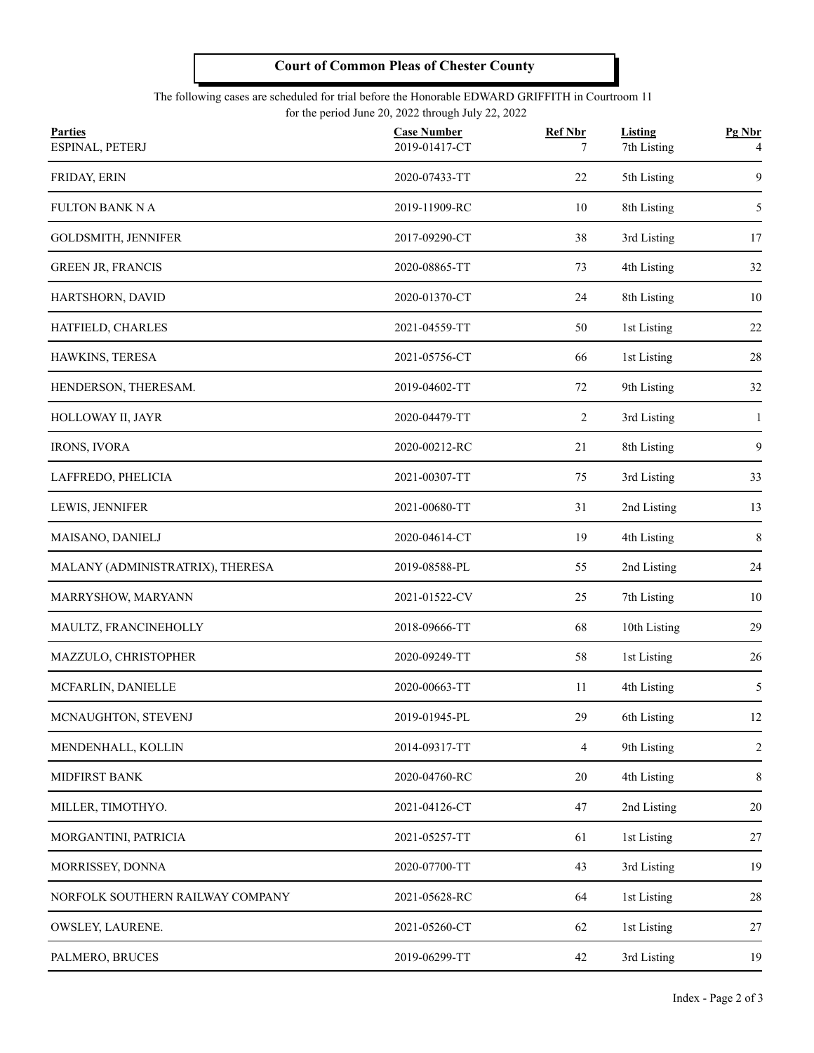**Court of Common Pleas of Chester County**

The following cases are scheduled for trial before the Honorable EDWARD GRIFFITH in Courtroom 11
for the period June 20, 2022 through July 22, 2022

| Parties | Case Number | Ref Nbr | Listing | Pg Nbr |
|---|---|---|---|---|
| ESPINAL, PETERJ | 2019-01417-CT | 7 | 7th Listing | 4 |
| FRIDAY, ERIN | 2020-07433-TT | 22 | 5th Listing | 9 |
| FULTON BANK N A | 2019-11909-RC | 10 | 8th Listing | 5 |
| GOLDSMITH, JENNIFER | 2017-09290-CT | 38 | 3rd Listing | 17 |
| GREEN JR, FRANCIS | 2020-08865-TT | 73 | 4th Listing | 32 |
| HARTSHORN, DAVID | 2020-01370-CT | 24 | 8th Listing | 10 |
| HATFIELD, CHARLES | 2021-04559-TT | 50 | 1st Listing | 22 |
| HAWKINS, TERESA | 2021-05756-CT | 66 | 1st Listing | 28 |
| HENDERSON, THERESAM. | 2019-04602-TT | 72 | 9th Listing | 32 |
| HOLLOWAY II, JAYR | 2020-04479-TT | 2 | 3rd Listing | 1 |
| IRONS, IVORA | 2020-00212-RC | 21 | 8th Listing | 9 |
| LAFFREDO, PHELICIA | 2021-00307-TT | 75 | 3rd Listing | 33 |
| LEWIS, JENNIFER | 2021-00680-TT | 31 | 2nd Listing | 13 |
| MAISANO, DANIELJ | 2020-04614-CT | 19 | 4th Listing | 8 |
| MALANY (ADMINISTRATRIX), THERESA | 2019-08588-PL | 55 | 2nd Listing | 24 |
| MARRYSHOW, MARYANN | 2021-01522-CV | 25 | 7th Listing | 10 |
| MAULTZ, FRANCINEHOLLY | 2018-09666-TT | 68 | 10th Listing | 29 |
| MAZZULO, CHRISTOPHER | 2020-09249-TT | 58 | 1st Listing | 26 |
| MCFARLIN, DANIELLE | 2020-00663-TT | 11 | 4th Listing | 5 |
| MCNAUGHTON, STEVENJ | 2019-01945-PL | 29 | 6th Listing | 12 |
| MENDENHALL, KOLLIN | 2014-09317-TT | 4 | 9th Listing | 2 |
| MIDFIRST BANK | 2020-04760-RC | 20 | 4th Listing | 8 |
| MILLER, TIMOTHYO. | 2021-04126-CT | 47 | 2nd Listing | 20 |
| MORGANTINI, PATRICIA | 2021-05257-TT | 61 | 1st Listing | 27 |
| MORRISSEY, DONNA | 2020-07700-TT | 43 | 3rd Listing | 19 |
| NORFOLK SOUTHERN RAILWAY COMPANY | 2021-05628-RC | 64 | 1st Listing | 28 |
| OWSLEY, LAURENE. | 2021-05260-CT | 62 | 1st Listing | 27 |
| PALMERO, BRUCES | 2019-06299-TT | 42 | 3rd Listing | 19 |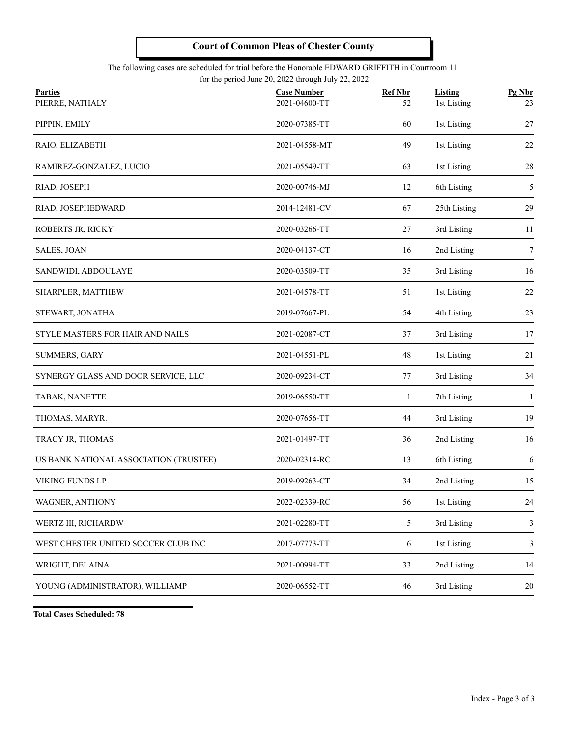**Court of Common Pleas of Chester County**

The following cases are scheduled for trial before the Honorable EDWARD GRIFFITH in Courtroom 11
for the period June 20, 2022 through July 22, 2022

| Parties | Case Number | Ref Nbr | Listing | Pg Nbr |
|---|---|---|---|---|
| PIERRE, NATHALY | 2021-04600-TT | 52 | 1st Listing | 23 |
| PIPPIN, EMILY | 2020-07385-TT | 60 | 1st Listing | 27 |
| RAIO, ELIZABETH | 2021-04558-MT | 49 | 1st Listing | 22 |
| RAMIREZ-GONZALEZ, LUCIO | 2021-05549-TT | 63 | 1st Listing | 28 |
| RIAD, JOSEPH | 2020-00746-MJ | 12 | 6th Listing | 5 |
| RIAD, JOSEPHEDWARD | 2014-12481-CV | 67 | 25th Listing | 29 |
| ROBERTS JR, RICKY | 2020-03266-TT | 27 | 3rd Listing | 11 |
| SALES, JOAN | 2020-04137-CT | 16 | 2nd Listing | 7 |
| SANDWIDI, ABDOULAYE | 2020-03509-TT | 35 | 3rd Listing | 16 |
| SHARPLER, MATTHEW | 2021-04578-TT | 51 | 1st Listing | 22 |
| STEWART, JONATHA | 2019-07667-PL | 54 | 4th Listing | 23 |
| STYLE MASTERS FOR HAIR AND NAILS | 2021-02087-CT | 37 | 3rd Listing | 17 |
| SUMMERS, GARY | 2021-04551-PL | 48 | 1st Listing | 21 |
| SYNERGY GLASS AND DOOR SERVICE, LLC | 2020-09234-CT | 77 | 3rd Listing | 34 |
| TABAK, NANETTE | 2019-06550-TT | 1 | 7th Listing | 1 |
| THOMAS, MARYR. | 2020-07656-TT | 44 | 3rd Listing | 19 |
| TRACY JR, THOMAS | 2021-01497-TT | 36 | 2nd Listing | 16 |
| US BANK NATIONAL ASSOCIATION (TRUSTEE) | 2020-02314-RC | 13 | 6th Listing | 6 |
| VIKING FUNDS LP | 2019-09263-CT | 34 | 2nd Listing | 15 |
| WAGNER, ANTHONY | 2022-02339-RC | 56 | 1st Listing | 24 |
| WERTZ III, RICHARDW | 2021-02280-TT | 5 | 3rd Listing | 3 |
| WEST CHESTER UNITED SOCCER CLUB INC | 2017-07773-TT | 6 | 1st Listing | 3 |
| WRIGHT, DELAINA | 2021-00994-TT | 33 | 2nd Listing | 14 |
| YOUNG (ADMINISTRATOR), WILLIAMP | 2020-06552-TT | 46 | 3rd Listing | 20 |

**Total Cases Scheduled: 78**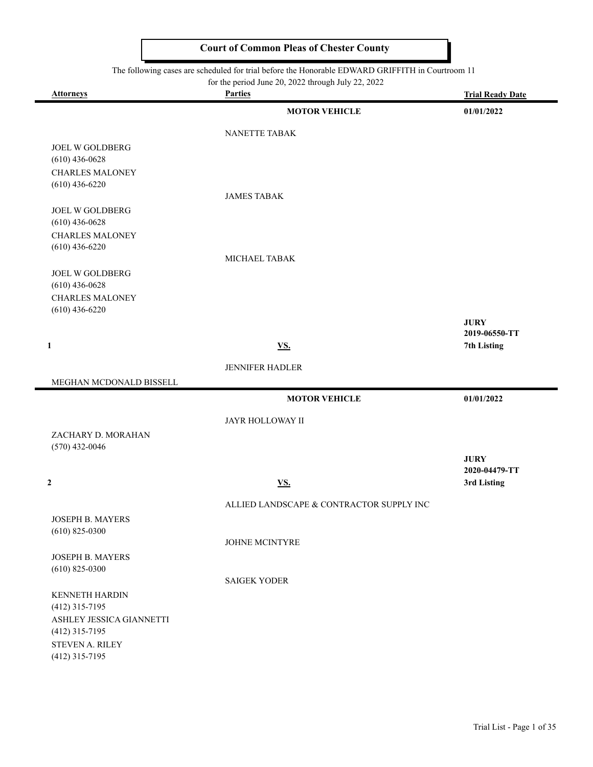# Court of Common Pleas of Chester County

The following cases are scheduled for trial before the Honorable EDWARD GRIFFITH in Courtroom 11
for the period June 20, 2022 through July 22, 2022

| Attorneys | Parties | Trial Ready Date |
|---|---|---|
| | **MOTOR VEHICLE** | **01/01/2022** |
| | NANETTE TABAK | |
| JOEL W GOLDBERG (610) 436-0628 | | |
| CHARLES MALONEY (610) 436-6220 | | |
| | JAMES TABAK | |
| JOEL W GOLDBERG (610) 436-0628 | | |
| CHARLES MALONEY (610) 436-6220 | | |
| | MICHAEL TABAK | |
| JOEL W GOLDBERG (610) 436-0628 | | |
| CHARLES MALONEY (610) 436-6220 | | |
| | | **JURY** |
| | | **2019-06550-TT** |
| **1** | **VS.** | **7th Listing** |
| | JENNIFER HADLER | |
| MEGHAN MCDONALD BISSELL | | |

| Attorneys | Parties | Trial Ready Date |
|---|---|---|
| | **MOTOR VEHICLE** | **01/01/2022** |
| | JAYR HOLLOWAY II | |
| ZACHARY D. MORAHAN (570) 432-0046 | | |
| | | **JURY** |
| | | **2020-04479-TT** |
| **2** | **VS.** | **3rd Listing** |
| | ALLIED LANDSCAPE & CONTRACTOR SUPPLY INC | |
| JOSEPH B. MAYERS (610) 825-0300 | | |
| | JOHNE MCINTYRE | |
| JOSEPH B. MAYERS (610) 825-0300 | | |
| | SAIGEK YODER | |
| KENNETH HARDIN (412) 315-7195 | | |
| ASHLEY JESSICA GIANNETTI (412) 315-7195 | | |
| STEVEN A. RILEY (412) 315-7195 | | |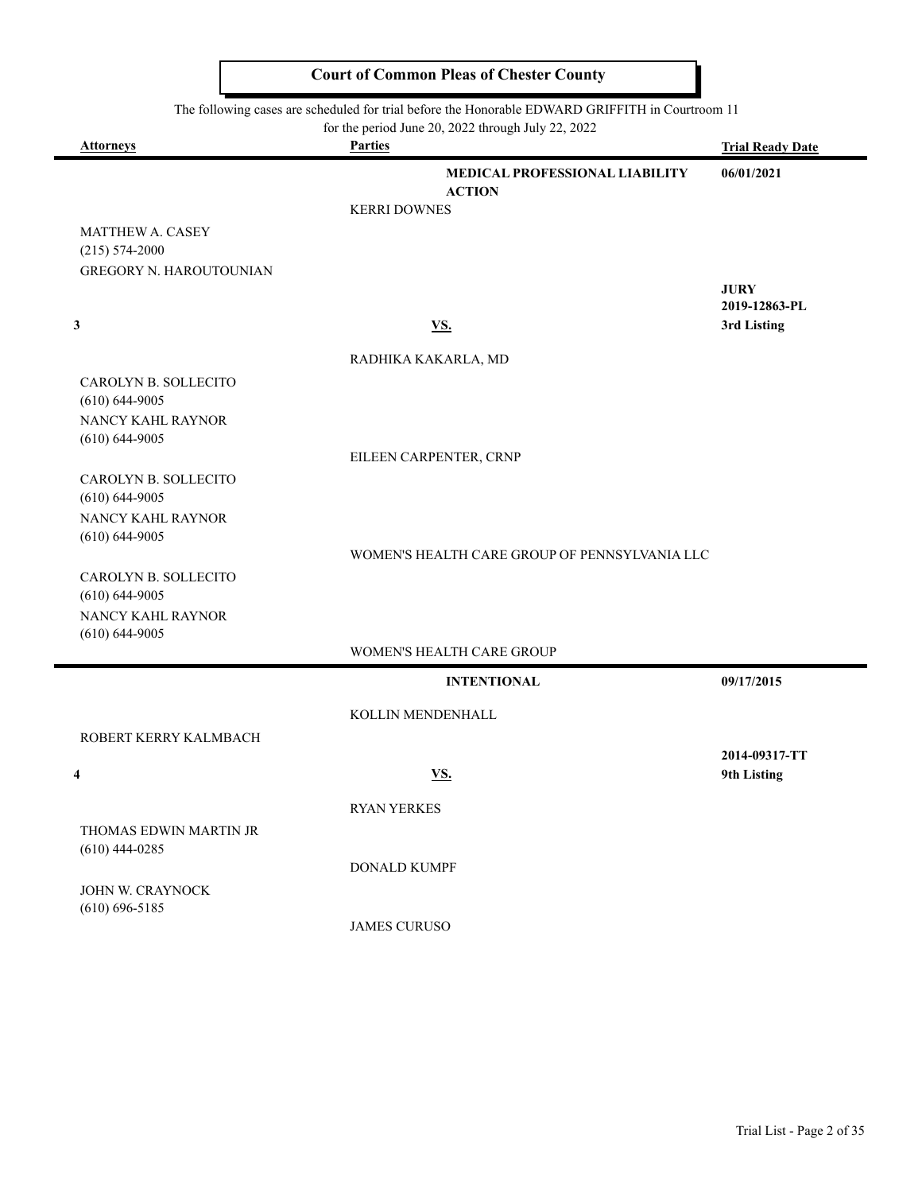# Court of Common Pleas of Chester County

The following cases are scheduled for trial before the Honorable EDWARD GRIFFITH in Courtroom 11 for the period June 20, 2022 through July 22, 2022

| Attorneys | Parties | Trial Ready Date |
|---|---|---|
| | **MEDICAL PROFESSIONAL LIABILITY ACTION** | **06/01/2021** |
| | KERRI DOWNES | |
| MATTHEW A. CASEY<br>(215) 574-2000<br>GREGORY N. HAROUTOUNIAN | | |
| | | **JURY**<br>**2019-12863-PL** |
| **3** | **VS.** | **3rd Listing** |
| | RADHIKA KAKARLA, MD | |
| CAROLYN B. SOLLECITO<br>(610) 644-9005<br>NANCY KAHL RAYNOR<br>(610) 644-9005 | | |
| | EILEEN CARPENTER, CRNP | |
| CAROLYN B. SOLLECITO<br>(610) 644-9005<br>NANCY KAHL RAYNOR<br>(610) 644-9005 | | |
| | WOMEN'S HEALTH CARE GROUP OF PENNSYLVANIA LLC | |
| CAROLYN B. SOLLECITO<br>(610) 644-9005<br>NANCY KAHL RAYNOR<br>(610) 644-9005 | | |
| | WOMEN'S HEALTH CARE GROUP | |

| Attorneys | Parties | Trial Ready Date |
|---|---|---|
| | **INTENTIONAL** | **09/17/2015** |
| | KOLLIN MENDENHALL | |
| ROBERT KERRY KALMBACH | | |
| | | **2014-09317-TT** |
| **4** | **VS.** | **9th Listing** |
| | RYAN YERKES | |
| THOMAS EDWIN MARTIN JR<br>(610) 444-0285 | | |
| | DONALD KUMPF | |
| JOHN W. CRAYNOCK<br>(610) 696-5185 | | |
| | JAMES CURUSO | |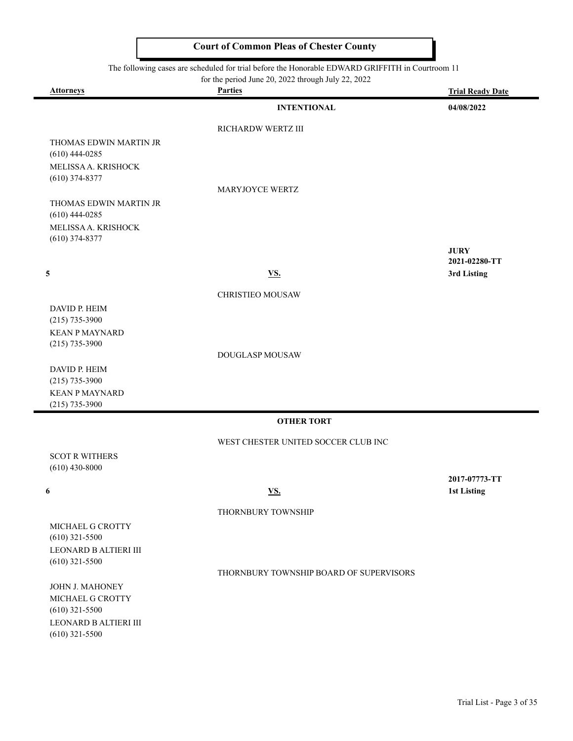**Court of Common Pleas of Chester County**

The following cases are scheduled for trial before the Honorable EDWARD GRIFFITH in Courtroom 11 for the period June 20, 2022 through July 22, 2022

| Attorneys | Parties | Trial Ready Date |
|---|---|---|
| | **INTENTIONAL** | **04/08/2022** |
| | RICHARDW WERTZ III | |
| THOMAS EDWIN MARTIN JR (610) 444-0285 | | |
| MELISSA A. KRISHOCK (610) 374-8377 | | |
| | MARYJOYCE WERTZ | |
| THOMAS EDWIN MARTIN JR (610) 444-0285 | | |
| MELISSA A. KRISHOCK (610) 374-8377 | | |
| **5** | **VS.** | **JURY** **2021-02280-TT** **3rd Listing** |
| | CHRISTIEO MOUSAW | |
| DAVID P. HEIM (215) 735-3900 | | |
| KEAN P MAYNARD (215) 735-3900 | | |
| | DOUGLASP MOUSAW | |
| DAVID P. HEIM (215) 735-3900 | | |
| KEAN P MAYNARD (215) 735-3900 | | |

| Attorneys | Parties | Trial Ready Date |
|---|---|---|
| | **OTHER TORT** | |
| | WEST CHESTER UNITED SOCCER CLUB INC | |
| SCOT R WITHERS (610) 430-8000 | | |
| **6** | **VS.** | **2017-07773-TT** **1st Listing** |
| | THORNBURY TOWNSHIP | |
| MICHAEL G CROTTY (610) 321-5500 | | |
| LEONARD B ALTIERI III (610) 321-5500 | | |
| | THORNBURY TOWNSHIP BOARD OF SUPERVISORS | |
| JOHN J. MAHONEY | | |
| MICHAEL G CROTTY (610) 321-5500 | | |
| LEONARD B ALTIERI III (610) 321-5500 | | |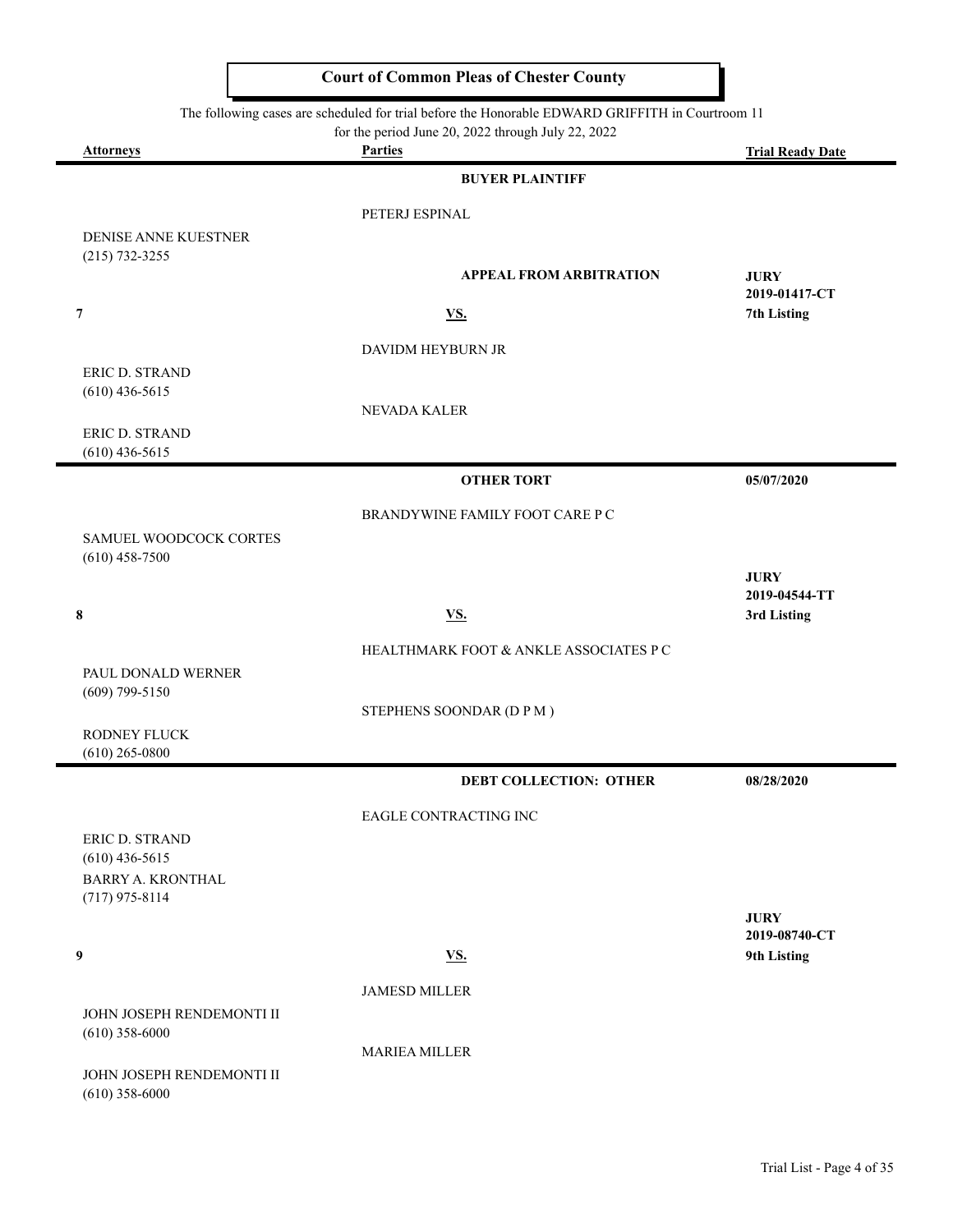# Court of Common Pleas of Chester County

The following cases are scheduled for trial before the Honorable EDWARD GRIFFITH in Courtroom 11
for the period June 20, 2022 through July 22, 2022

| Attorneys | Parties | Trial Ready Date |
|---|---|---|
| | **BUYER PLAINTIFF** | |
| | PETERJ ESPINAL | |
| DENISE ANNE KUESTNER (215) 732-3255 | | |
| | **APPEAL FROM ARBITRATION** | **JURY** 2019-01417-CT |
| **7** | **VS.** | **7th Listing** |
| | DAVIDM HEYBURN JR | |
| ERIC D. STRAND (610) 436-5615 | | |
| | NEVADA KALER | |
| ERIC D. STRAND (610) 436-5615 | | |
| | **OTHER TORT** | **05/07/2020** |
| | BRANDYWINE FAMILY FOOT CARE P C | |
| SAMUEL WOODCOCK CORTES (610) 458-7500 | | |
| | | **JURY** 2019-04544-TT |
| **8** | **VS.** | **3rd Listing** |
| | HEALTHMARK FOOT & ANKLE ASSOCIATES P C | |
| PAUL DONALD WERNER (609) 799-5150 | | |
| | STEPHENS SOONDAR (D P M ) | |
| RODNEY FLUCK (610) 265-0800 | | |
| | **DEBT COLLECTION: OTHER** | **08/28/2020** |
| | EAGLE CONTRACTING INC | |
| ERIC D. STRAND (610) 436-5615 | | |
| BARRY A. KRONTHAL (717) 975-8114 | | |
| | | **JURY** 2019-08740-CT |
| **9** | **VS.** | **9th Listing** |
| | JAMESD MILLER | |
| JOHN JOSEPH RENDEMONTI II (610) 358-6000 | | |
| | MARIEA MILLER | |
| JOHN JOSEPH RENDEMONTI II (610) 358-6000 | | |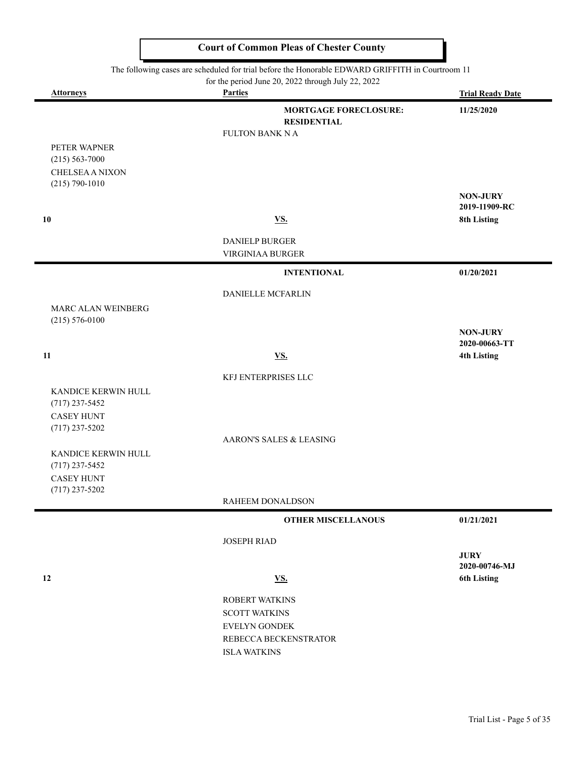# Court of Common Pleas of Chester County

The following cases are scheduled for trial before the Honorable EDWARD GRIFFITH in Courtroom 11
for the period June 20, 2022 through July 22, 2022

| Attorneys | Parties | Trial Ready Date |
|---|---|---|
| | **MORTGAGE FORECLOSURE: RESIDENTIAL** | **11/25/2020** |
| | FULTON BANK N A | |
| PETER WAPNER (215) 563-7000 CHELSEA A NIXON (215) 790-1010 | | **NON-JURY 2019-11909-RC** |
| **10** | **VS.** | **8th Listing** |
| | DANIELP BURGER | |
| | VIRGINIAA BURGER | |
| | **INTENTIONAL** | **01/20/2021** |
| | DANIELLE MCFARLIN | |
| MARC ALAN WEINBERG (215) 576-0100 | | **NON-JURY 2020-00663-TT** |
| **11** | **VS.** | **4th Listing** |
| | KFJ ENTERPRISES LLC | |
| KANDICE KERWIN HULL (717) 237-5452 CASEY HUNT (717) 237-5202 | | |
| | AARON'S SALES & LEASING | |
| KANDICE KERWIN HULL (717) 237-5452 CASEY HUNT (717) 237-5202 | | |
| | RAHEEM DONALDSON | |
| | **OTHER MISCELLANOUS** | **01/21/2021** |
| | JOSEPH RIAD | |
| | | **JURY 2020-00746-MJ** |
| **12** | **VS.** | **6th Listing** |
| | ROBERT WATKINS | |
| | SCOTT WATKINS | |
| | EVELYN GONDEK | |
| | REBECCA BECKENSTRATOR | |
| | ISLA WATKINS | |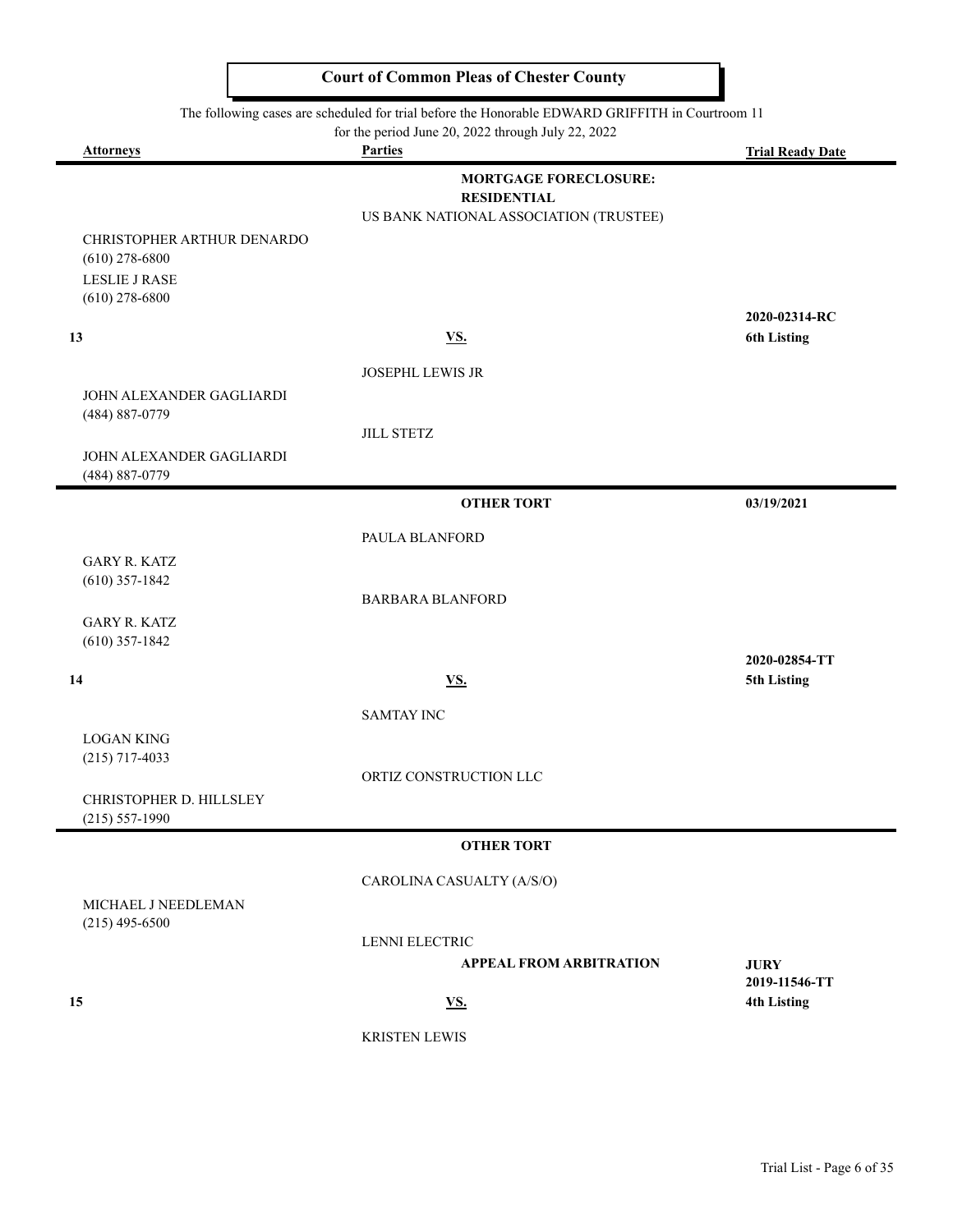# Court of Common Pleas of Chester County

The following cases are scheduled for trial before the Honorable EDWARD GRIFFITH in Courtroom 11 for the period June 20, 2022 through July 22, 2022

| Attorneys | Parties | Trial Ready Date |
|---|---|---|
| | **MORTGAGE FORECLOSURE: RESIDENTIAL** | |
| | US BANK NATIONAL ASSOCIATION (TRUSTEE) | |
| CHRISTOPHER ARTHUR DENARDO (610) 278-6800 | | |
| LESLIE J RASE (610) 278-6800 | | |
| **13** | **VS.** | **2020-02314-RC** **6th Listing** |
| | JOSEPHL LEWIS JR | |
| JOHN ALEXANDER GAGLIARDI (484) 887-0779 | | |
| | JILL STETZ | |
| JOHN ALEXANDER GAGLIARDI (484) 887-0779 | | |
| | **OTHER TORT** | **03/19/2021** |
| | PAULA BLANFORD | |
| GARY R. KATZ (610) 357-1842 | | |
| | BARBARA BLANFORD | |
| GARY R. KATZ (610) 357-1842 | | |
| **14** | **VS.** | **2020-02854-TT** **5th Listing** |
| | SAMTAY INC | |
| LOGAN KING (215) 717-4033 | | |
| | ORTIZ CONSTRUCTION LLC | |
| CHRISTOPHER D. HILLSLEY (215) 557-1990 | | |
| | **OTHER TORT** | |
| | CAROLINA CASUALTY (A/S/O) | |
| MICHAEL J NEEDLEMAN (215) 495-6500 | | |
| | LENNI ELECTRIC | |
| | **APPEAL FROM ARBITRATION** | **JURY** |
| **15** | **VS.** | **2019-11546-TT** **4th Listing** |
| | KRISTEN LEWIS | |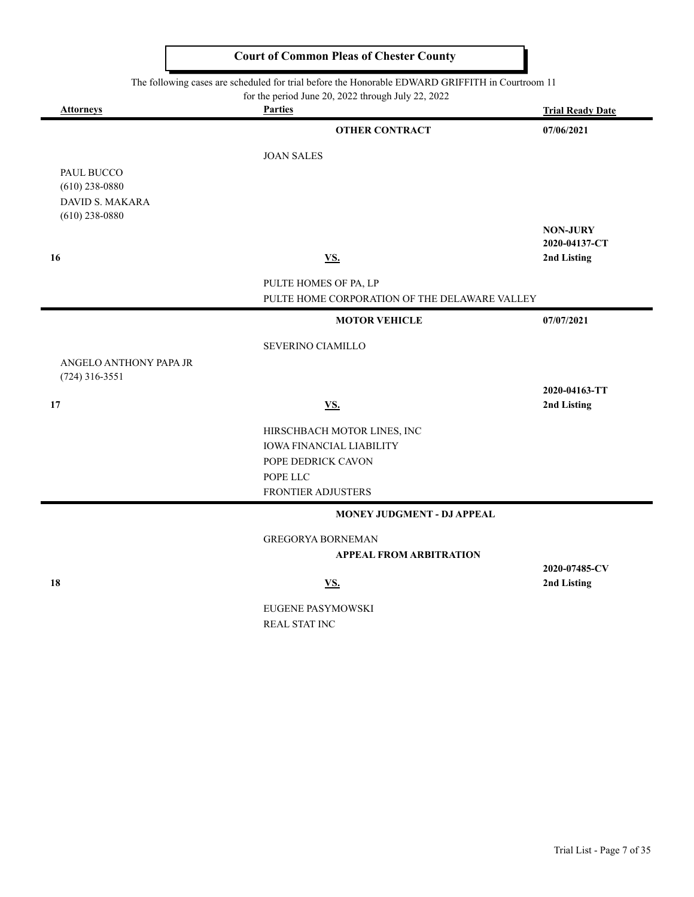# Court of Common Pleas of Chester County

The following cases are scheduled for trial before the Honorable EDWARD GRIFFITH in Courtroom 11 for the period June 20, 2022 through July 22, 2022

| Attorneys | Parties | Trial Ready Date |
|---|---|---|
| | **OTHER CONTRACT** | **07/06/2021** |
| | JOAN SALES | |
| PAUL BUCCO<br>(610) 238-0880<br>DAVID S. MAKARA<br>(610) 238-0880 | | **NON-JURY**<br>**2020-04137-CT** |
| **16** | **VS.** | **2nd Listing** |
| | PULTE HOMES OF PA, LP<br>PULTE HOME CORPORATION OF THE DELAWARE VALLEY | |
| | **MOTOR VEHICLE** | **07/07/2021** |
| | SEVERINO CIAMILLO | |
| ANGELO ANTHONY PAPA JR<br>(724) 316-3551 | | **2020-04163-TT** |
| **17** | **VS.** | **2nd Listing** |
| | HIRSCHBACH MOTOR LINES, INC<br>IOWA FINANCIAL LIABILITY<br>POPE DEDRICK CAVON<br>POPE LLC<br>FRONTIER ADJUSTERS | |
| | **MONEY JUDGMENT - DJ APPEAL** | |
| | GREGORYA BORNEMAN<br>**APPEAL FROM ARBITRATION** | **2020-07485-CV** |
| **18** | **VS.** | **2nd Listing** |
| | EUGENE PASYMOWSKI<br>REAL STAT INC | |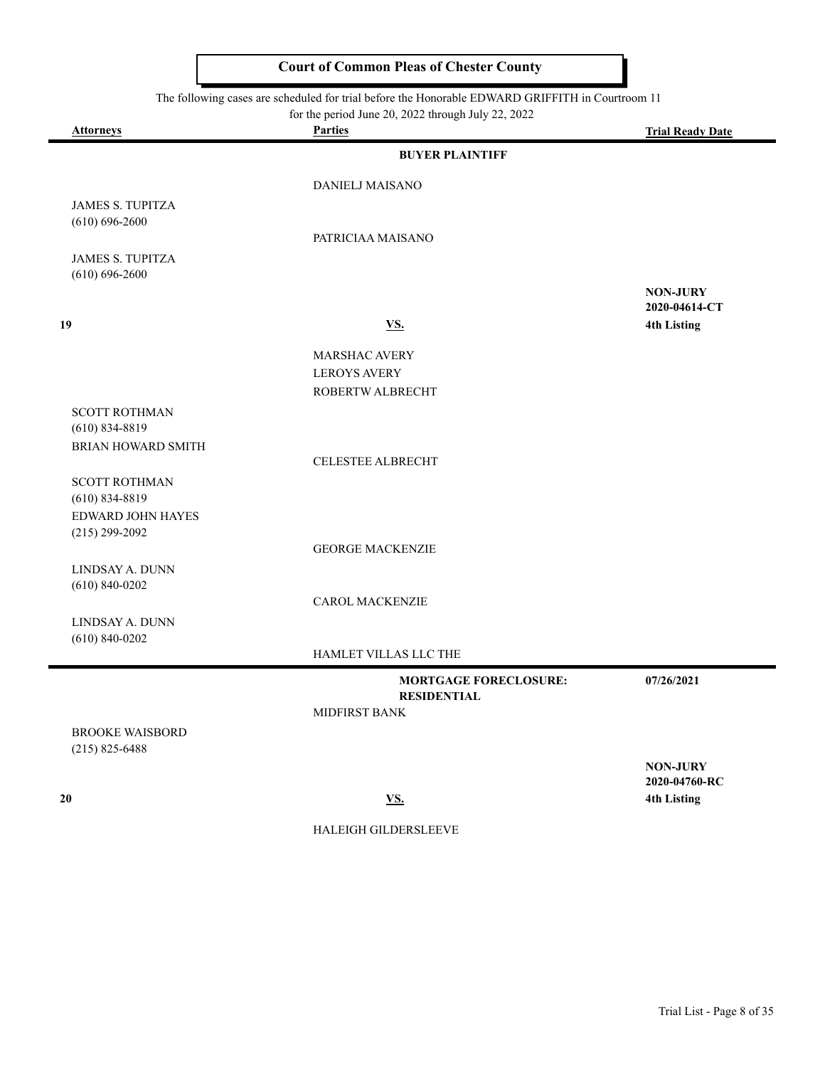# Court of Common Pleas of Chester County

The following cases are scheduled for trial before the Honorable EDWARD GRIFFITH in Courtroom 11 for the period June 20, 2022 through July 22, 2022

| Attorneys | Parties | Trial Ready Date |
|---|---|---|
| | **BUYER PLAINTIFF** | |
| | DANIELJ MAISANO | |
| JAMES S. TUPITZA (610) 696-2600 | | |
| | PATRICIAA MAISANO | |
| JAMES S. TUPITZA (610) 696-2600 | | |
| | | **NON-JURY** **2020-04614-CT** |
| **19** | **VS.** | **4th Listing** |
| | MARSHAC AVERY | |
| | LEROYS AVERY | |
| | ROBERTW ALBRECHT | |
| SCOTT ROTHMAN (610) 834-8819 | | |
| BRIAN HOWARD SMITH | | |
| | CELESTEE ALBRECHT | |
| SCOTT ROTHMAN (610) 834-8819 | | |
| EDWARD JOHN HAYES (215) 299-2092 | | |
| | GEORGE MACKENZIE | |
| LINDSAY A. DUNN (610) 840-0202 | | |
| | CAROL MACKENZIE | |
| LINDSAY A. DUNN (610) 840-0202 | | |
| | HAMLET VILLAS LLC THE | |
| | **MORTGAGE FORECLOSURE: RESIDENTIAL** | **07/26/2021** |
| | MIDFIRST BANK | |
| BROOKE WAISBORD (215) 825-6488 | | |
| | | **NON-JURY** **2020-04760-RC** |
| **20** | **VS.** | **4th Listing** |
| | HALEIGH GILDERSLEEVE | |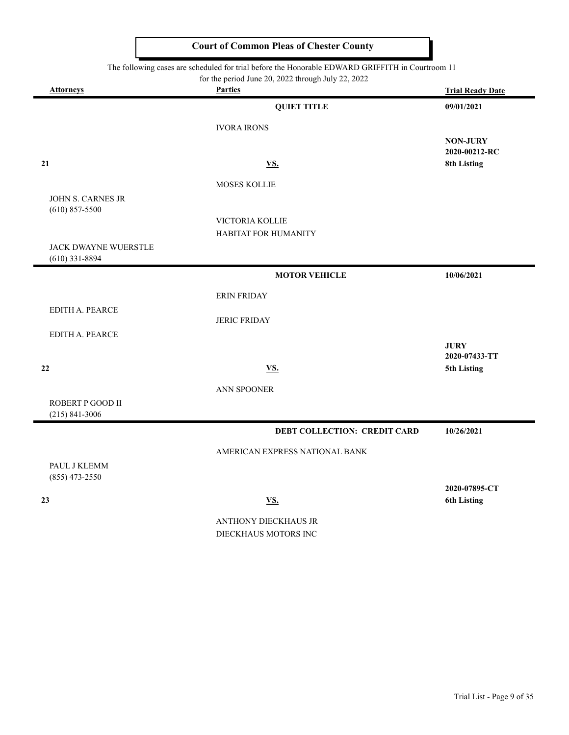# Court of Common Pleas of Chester County

The following cases are scheduled for trial before the Honorable EDWARD GRIFFITH in Courtroom 11 for the period June 20, 2022 through July 22, 2022

| Attorneys | Parties | Trial Ready Date |
|---|---|---|
| | **QUIET TITLE** | **09/01/2021** |
| | IVORA IRONS | |
| | | **NON-JURY** |
| | | **2020-00212-RC** |
| **21** | **VS.** | **8th Listing** |
| | MOSES KOLLIE | |
| JOHN S. CARNES JR (610) 857-5500 | | |
| | VICTORIA KOLLIE | |
| | HABITAT FOR HUMANITY | |
| JACK DWAYNE WUERSTLE (610) 331-8894 | | |
| | **MOTOR VEHICLE** | **10/06/2021** |
| | ERIN FRIDAY | |
| EDITH A. PEARCE | JERIC FRIDAY | |
| EDITH A. PEARCE | | |
| | | **JURY** |
| | | **2020-07433-TT** |
| **22** | **VS.** | **5th Listing** |
| | ANN SPOONER | |
| ROBERT P GOOD II (215) 841-3006 | | |
| | **DEBT COLLECTION: CREDIT CARD** | **10/26/2021** |
| | AMERICAN EXPRESS NATIONAL BANK | |
| PAUL J KLEMM (855) 473-2550 | | |
| | | **2020-07895-CT** |
| **23** | **VS.** | **6th Listing** |
| | ANTHONY DIECKHAUS JR | |
| | DIECKHAUS MOTORS INC | |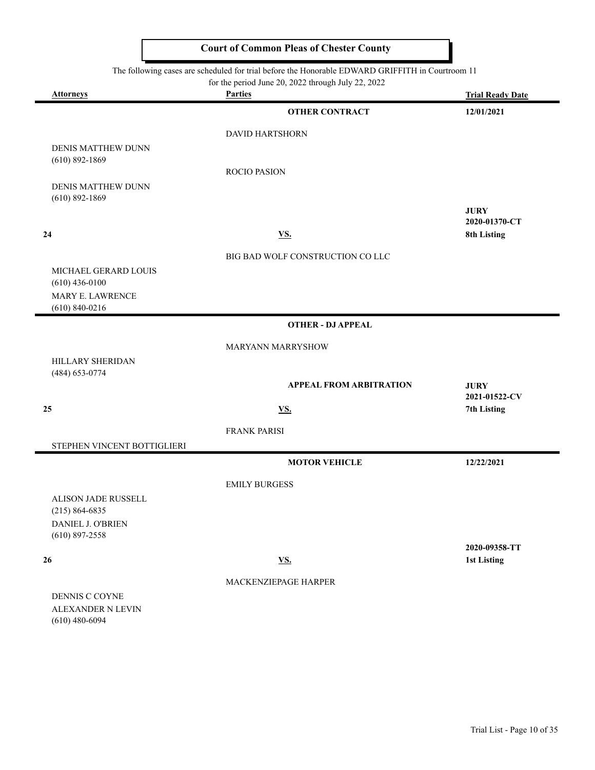**Court of Common Pleas of Chester County**

The following cases are scheduled for trial before the Honorable EDWARD GRIFFITH in Courtroom 11 for the period June 20, 2022 through July 22, 2022

| Attorneys | Parties | Trial Ready Date |
|---|---|---|
| | **OTHER CONTRACT** | **12/01/2021** |
| | DAVID HARTSHORN | |
| DENIS MATTHEW DUNN (610) 892-1869 | | |
| | ROCIO PASION | |
| DENIS MATTHEW DUNN (610) 892-1869 | | |
| | | **JURY** |
| | | **2020-01370-CT** |
| **24** | **VS.** | **8th Listing** |
| | BIG BAD WOLF CONSTRUCTION CO LLC | |
| MICHAEL GERARD LOUIS (610) 436-0100 | | |
| MARY E. LAWRENCE (610) 840-0216 | | |
| | **OTHER - DJ APPEAL** | |
| | MARYANN MARRYSHOW | |
| HILLARY SHERIDAN (484) 653-0774 | | |
| | **APPEAL FROM ARBITRATION** | **JURY** |
| | | **2021-01522-CV** |
| **25** | **VS.** | **7th Listing** |
| | FRANK PARISI | |
| STEPHEN VINCENT BOTTIGLIERI | | |
| | **MOTOR VEHICLE** | **12/22/2021** |
| | EMILY BURGESS | |
| ALISON JADE RUSSELL (215) 864-6835 | | |
| DANIEL J. O'BRIEN (610) 897-2558 | | |
| | | **2020-09358-TT** |
| **26** | **VS.** | **1st Listing** |
| | MACKENZIEPAGE HARPER | |
| DENNIS C COYNE | | |
| ALEXANDER N LEVIN (610) 480-6094 | | |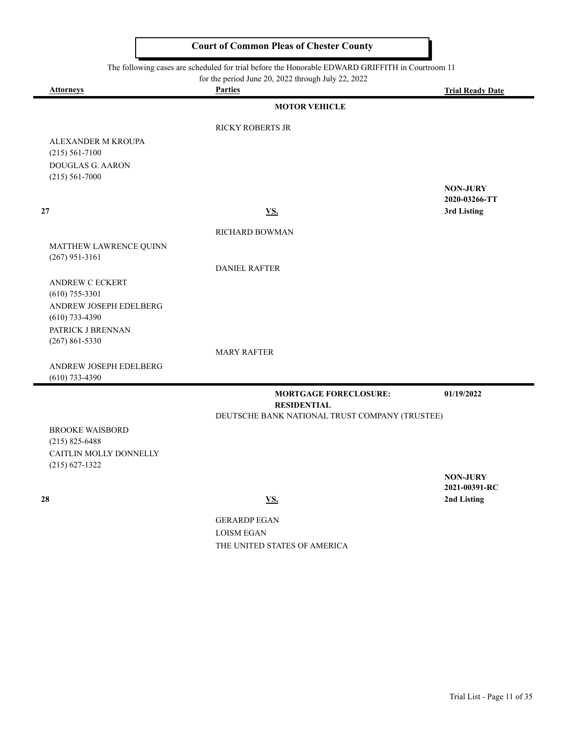# Court of Common Pleas of Chester County

The following cases are scheduled for trial before the Honorable EDWARD GRIFFITH in Courtroom 11 for the period June 20, 2022 through July 22, 2022

| Attorneys | Parties | Trial Ready Date |
|---|---|---|
| | **MOTOR VEHICLE** | |
| | RICKY ROBERTS JR | |
| ALEXANDER M KROUPA (215) 561-7100 | | |
| DOUGLAS G. AARON (215) 561-7000 | | |
| | | **NON-JURY** |
| | | **2020-03266-TT** |
| **27** | **VS.** | **3rd Listing** |
| | RICHARD BOWMAN | |
| MATTHEW LAWRENCE QUINN (267) 951-3161 | | |
| | DANIEL RAFTER | |
| ANDREW C ECKERT (610) 755-3301 | | |
| ANDREW JOSEPH EDELBERG (610) 733-4390 | | |
| PATRICK J BRENNAN (267) 861-5330 | | |
| | MARY RAFTER | |
| ANDREW JOSEPH EDELBERG (610) 733-4390 | | |
| | **MORTGAGE FORECLOSURE: RESIDENTIAL** | **01/19/2022** |
| | DEUTSCHE BANK NATIONAL TRUST COMPANY (TRUSTEE) | |
| BROOKE WAISBORD (215) 825-6488 | | |
| CAITLIN MOLLY DONNELLY (215) 627-1322 | | |
| | | **NON-JURY** |
| | | **2021-00391-RC** |
| **28** | **VS.** | **2nd Listing** |
| | GERARDP EGAN | |
| | LOISM EGAN | |
| | THE UNITED STATES OF AMERICA | |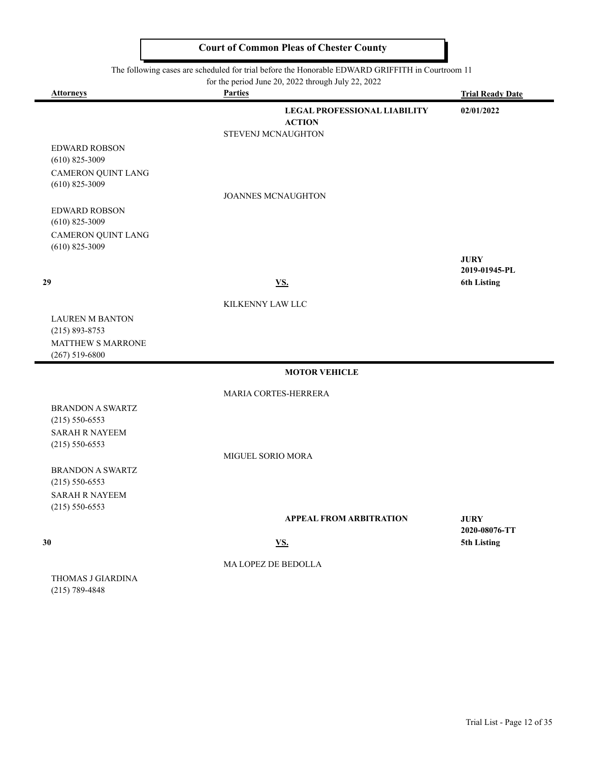# Court of Common Pleas of Chester County

The following cases are scheduled for trial before the Honorable EDWARD GRIFFITH in Courtroom 11 for the period June 20, 2022 through July 22, 2022

| Attorneys | Parties | Trial Ready Date |
|---|---|---|
| | **LEGAL PROFESSIONAL LIABILITY ACTION** | **02/01/2022** |
| | STEVENJ MCNAUGHTON | |
| EDWARD ROBSON (610) 825-3009 | | |
| CAMERON QUINT LANG (610) 825-3009 | | |
| | JOANNES MCNAUGHTON | |
| EDWARD ROBSON (610) 825-3009 | | |
| CAMERON QUINT LANG (610) 825-3009 | | |
| | | **JURY** |
| | | **2019-01945-PL** |
| **29** | **VS.** | **6th Listing** |
| | KILKENNY LAW LLC | |
| LAUREN M BANTON (215) 893-8753 | | |
| MATTHEW S MARRONE (267) 519-6800 | | |
| | **MOTOR VEHICLE** | |
| | MARIA CORTES-HERRERA | |
| BRANDON A SWARTZ (215) 550-6553 | | |
| SARAH R NAYEEM (215) 550-6553 | | |
| | MIGUEL SORIO MORA | |
| BRANDON A SWARTZ (215) 550-6553 | | |
| SARAH R NAYEEM (215) 550-6553 | | |
| | **APPEAL FROM ARBITRATION** | **JURY** |
| | | **2020-08076-TT** |
| **30** | **VS.** | **5th Listing** |
| | MA LOPEZ DE BEDOLLA | |
| THOMAS J GIARDINA (215) 789-4848 | | |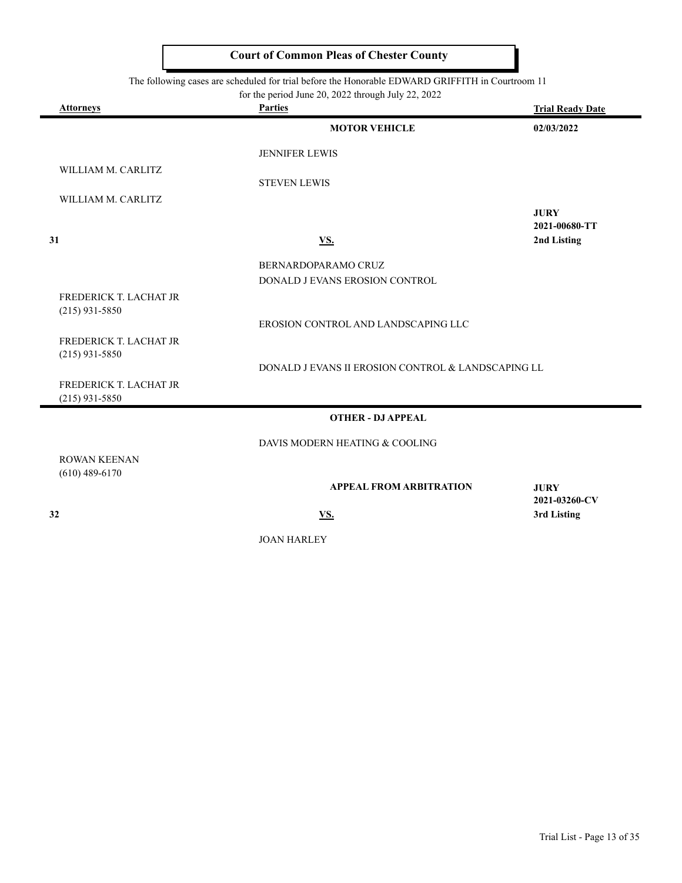# Court of Common Pleas of Chester County

The following cases are scheduled for trial before the Honorable EDWARD GRIFFITH in Courtroom 11
for the period June 20, 2022 through July 22, 2022

| Attorneys | Parties | Trial Ready Date |
|---|---|---|
| | **MOTOR VEHICLE** | **02/03/2022** |
| | JENNIFER LEWIS | |
| WILLIAM M. CARLITZ | | |
| | STEVEN LEWIS | |
| WILLIAM M. CARLITZ | | |
| | | **JURY** |
| | | **2021-00680-TT** |
| **31** | **VS.** | **2nd Listing** |
| | BERNARDOPARAMO CRUZ | |
| | DONALD J EVANS EROSION CONTROL | |
| FREDERICK T. LACHAT JR (215) 931-5850 | | |
| | EROSION CONTROL AND LANDSCAPING LLC | |
| FREDERICK T. LACHAT JR (215) 931-5850 | | |
| | DONALD J EVANS II EROSION CONTROL & LANDSCAPING LL | |
| FREDERICK T. LACHAT JR (215) 931-5850 | | |

| Attorneys | Parties | Trial Ready Date |
|---|---|---|
| | **OTHER - DJ APPEAL** | |
| | DAVIS MODERN HEATING & COOLING | |
| ROWAN KEENAN (610) 489-6170 | | |
| | **APPEAL FROM ARBITRATION** | **JURY** |
| | | **2021-03260-CV** |
| **32** | **VS.** | **3rd Listing** |
| | JOAN HARLEY | |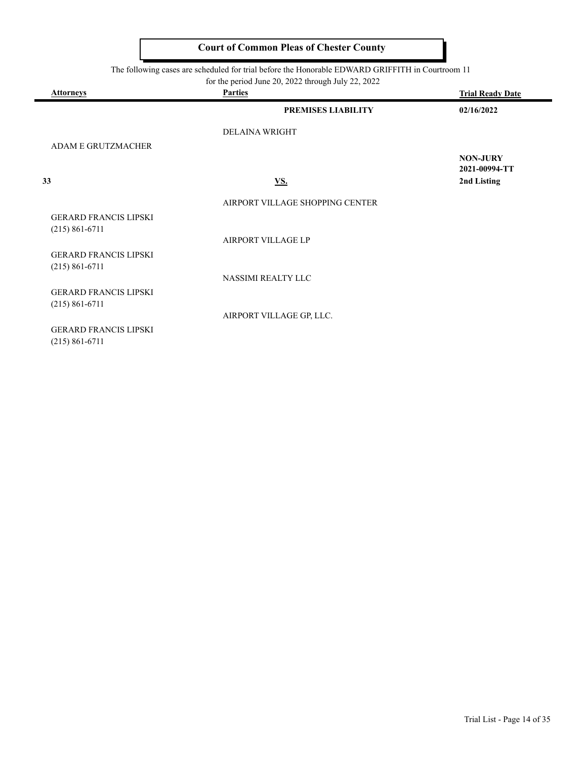# Court of Common Pleas of Chester County

The following cases are scheduled for trial before the Honorable EDWARD GRIFFITH in Courtroom 11
for the period June 20, 2022 through July 22, 2022

| Attorneys | Parties | Trial Ready Date |
|---|---|---|
| | **PREMISES LIABILITY** | **02/16/2022** |
| | DELAINA WRIGHT | |
| ADAM E GRUTZMACHER | | |
| | | **NON-JURY** |
| | | **2021-00994-TT** |
| **33** | **VS.** | **2nd Listing** |
| | AIRPORT VILLAGE SHOPPING CENTER | |
| GERARD FRANCIS LIPSKI (215) 861-6711 | | |
| | AIRPORT VILLAGE LP | |
| GERARD FRANCIS LIPSKI (215) 861-6711 | | |
| | NASSIMI REALTY LLC | |
| GERARD FRANCIS LIPSKI (215) 861-6711 | | |
| | AIRPORT VILLAGE GP, LLC. | |
| GERARD FRANCIS LIPSKI (215) 861-6711 | | |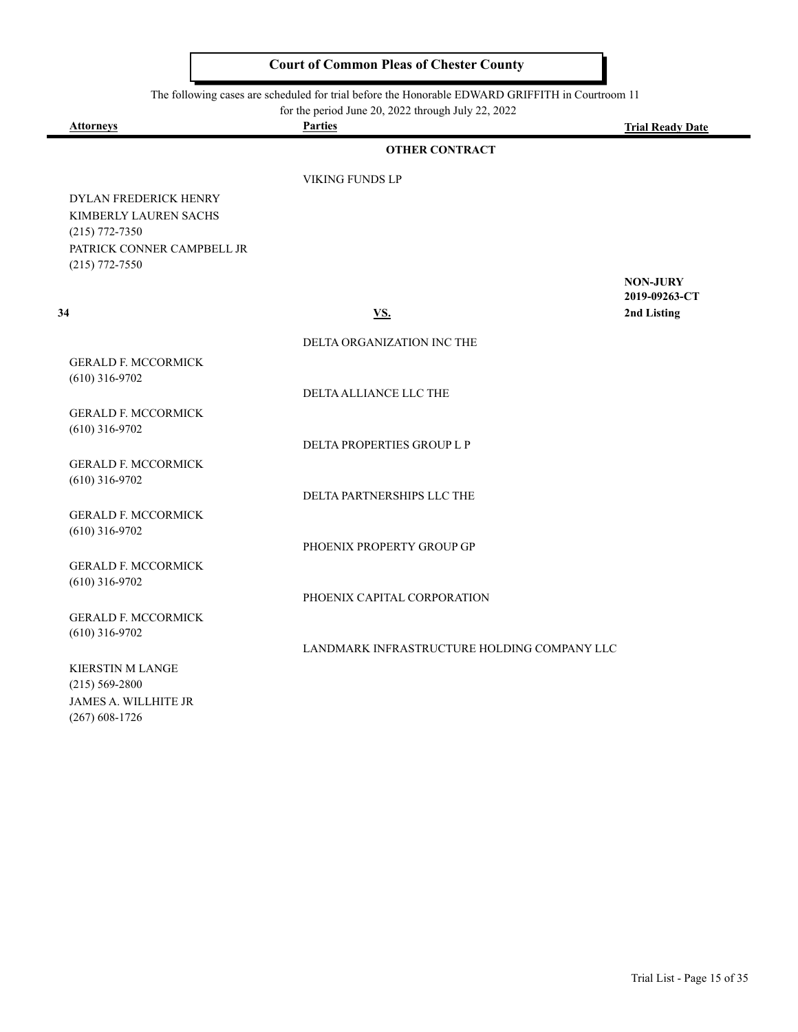# Court of Common Pleas of Chester County

The following cases are scheduled for trial before the Honorable EDWARD GRIFFITH in Courtroom 11
for the period June 20, 2022 through July 22, 2022

| Attorneys | Parties | Trial Ready Date |
|---|---|---|
| | **OTHER CONTRACT** | |
| | VIKING FUNDS LP | |
| DYLAN FREDERICK HENRY<br>KIMBERLY LAUREN SACHS<br>(215) 772-7350<br>PATRICK CONNER CAMPBELL JR<br>(215) 772-7550 | | |
| **34** | **VS.** | **NON-JURY**<br>**2019-09263-CT**<br>**2nd Listing** |
| | DELTA ORGANIZATION INC THE | |
| GERALD F. MCCORMICK<br>(610) 316-9702 | | |
| | DELTA ALLIANCE LLC THE | |
| GERALD F. MCCORMICK<br>(610) 316-9702 | | |
| | DELTA PROPERTIES GROUP L P | |
| GERALD F. MCCORMICK<br>(610) 316-9702 | | |
| | DELTA PARTNERSHIPS LLC THE | |
| GERALD F. MCCORMICK<br>(610) 316-9702 | | |
| | PHOENIX PROPERTY GROUP GP | |
| GERALD F. MCCORMICK<br>(610) 316-9702 | | |
| | PHOENIX CAPITAL CORPORATION | |
| GERALD F. MCCORMICK<br>(610) 316-9702 | | |
| | LANDMARK INFRASTRUCTURE HOLDING COMPANY LLC | |
| KIERSTIN M LANGE<br>(215) 569-2800<br>JAMES A. WILLHITE JR<br>(267) 608-1726 | | |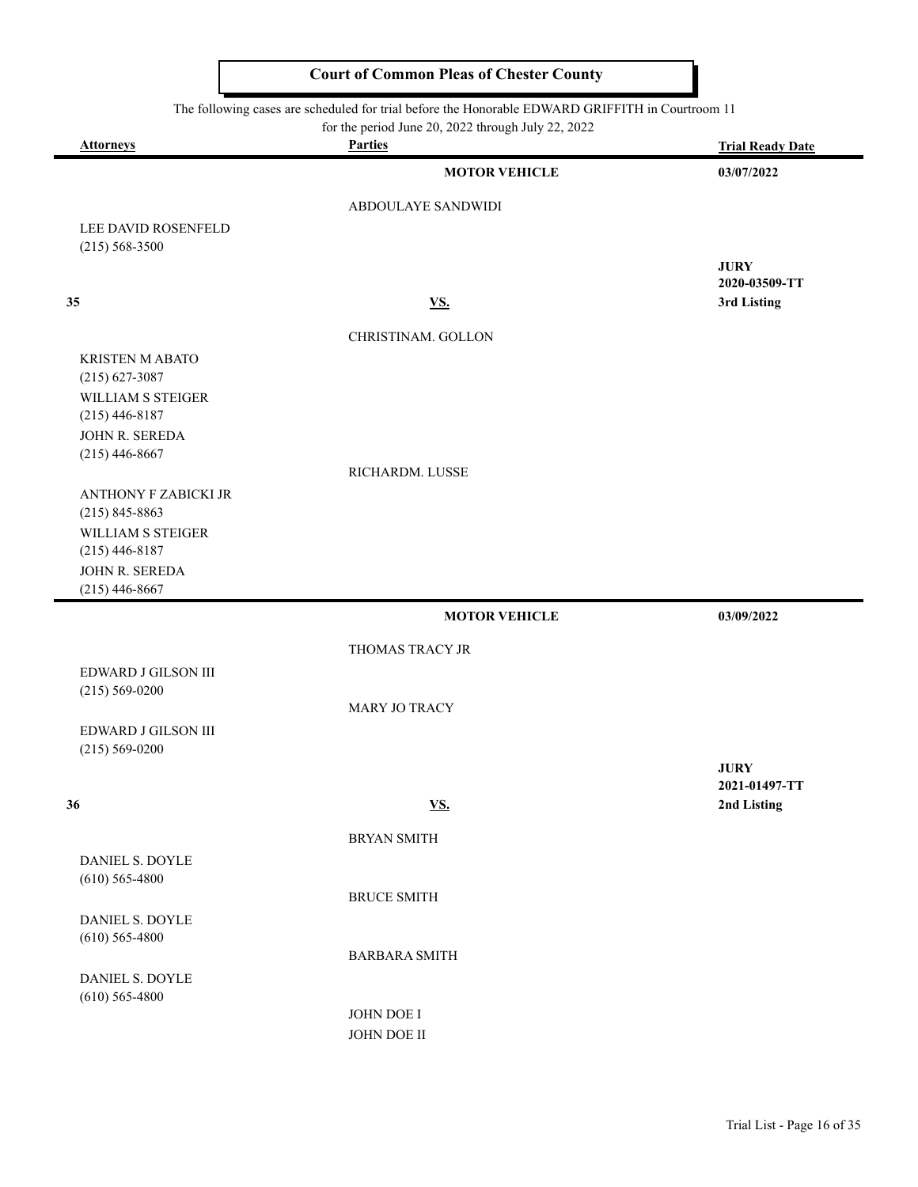# Court of Common Pleas of Chester County

The following cases are scheduled for trial before the Honorable EDWARD GRIFFITH in Courtroom 11 for the period June 20, 2022 through July 22, 2022

| Attorneys | Parties | Trial Ready Date |
|---|---|---|
| | **MOTOR VEHICLE** | **03/07/2022** |
| | ABDOULAYE SANDWIDI | |
| LEE DAVID ROSENFELD (215) 568-3500 | | |
| | | **JURY** |
| | | **2020-03509-TT** |
| **35** | **VS.** | **3rd Listing** |
| | CHRISTINAM. GOLLON | |
| KRISTEN M ABATO (215) 627-3087 | | |
| WILLIAM S STEIGER (215) 446-8187 | | |
| JOHN R. SEREDA (215) 446-8667 | | |
| | RICHARDM. LUSSE | |
| ANTHONY F ZABICKI JR (215) 845-8863 | | |
| WILLIAM S STEIGER (215) 446-8187 | | |
| JOHN R. SEREDA (215) 446-8667 | | |
| | **MOTOR VEHICLE** | **03/09/2022** |
| | THOMAS TRACY JR | |
| EDWARD J GILSON III (215) 569-0200 | | |
| | MARY JO TRACY | |
| EDWARD J GILSON III (215) 569-0200 | | |
| | | **JURY** |
| | | **2021-01497-TT** |
| **36** | **VS.** | **2nd Listing** |
| | BRYAN SMITH | |
| DANIEL S. DOYLE (610) 565-4800 | | |
| | BRUCE SMITH | |
| DANIEL S. DOYLE (610) 565-4800 | | |
| | BARBARA SMITH | |
| DANIEL S. DOYLE (610) 565-4800 | | |
| | JOHN DOE I | |
| | JOHN DOE II | |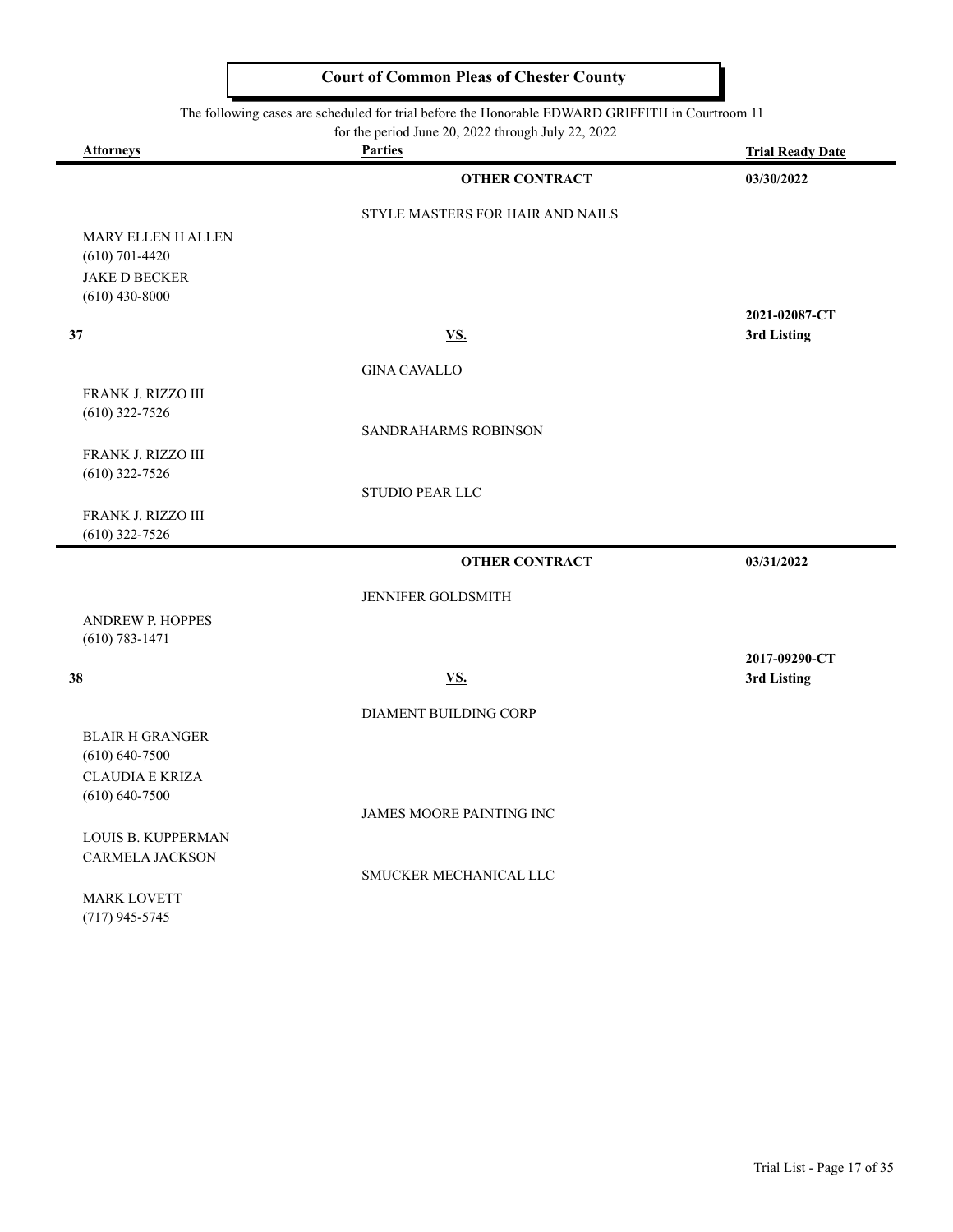# Court of Common Pleas of Chester County

The following cases are scheduled for trial before the Honorable EDWARD GRIFFITH in Courtroom 11 for the period June 20, 2022 through July 22, 2022

| Attorneys | Parties | Trial Ready Date |
|---|---|---|
| | **OTHER CONTRACT** | **03/30/2022** |
| | STYLE MASTERS FOR HAIR AND NAILS | |
| MARY ELLEN H ALLEN<br>(610) 701-4420<br>JAKE D BECKER<br>(610) 430-8000 | | |
| **37** | **VS.** | **2021-02087-CT**<br>**3rd Listing** |
| | GINA CAVALLO | |
| FRANK J. RIZZO III<br>(610) 322-7526 | | |
| | SANDRAHARMS ROBINSON | |
| FRANK J. RIZZO III<br>(610) 322-7526 | | |
| | STUDIO PEAR LLC | |
| FRANK J. RIZZO III<br>(610) 322-7526 | | |
| | **OTHER CONTRACT** | **03/31/2022** |
| | JENNIFER GOLDSMITH | |
| ANDREW P. HOPPES<br>(610) 783-1471 | | |
| **38** | **VS.** | **2017-09290-CT**<br>**3rd Listing** |
| | DIAMENT BUILDING CORP | |
| BLAIR H GRANGER<br>(610) 640-7500<br>CLAUDIA E KRIZA<br>(610) 640-7500 | | |
| | JAMES MOORE PAINTING INC | |
| LOUIS B. KUPPERMAN<br>CARMELA JACKSON | | |
| | SMUCKER MECHANICAL LLC | |
| MARK LOVETT<br>(717) 945-5745 | | |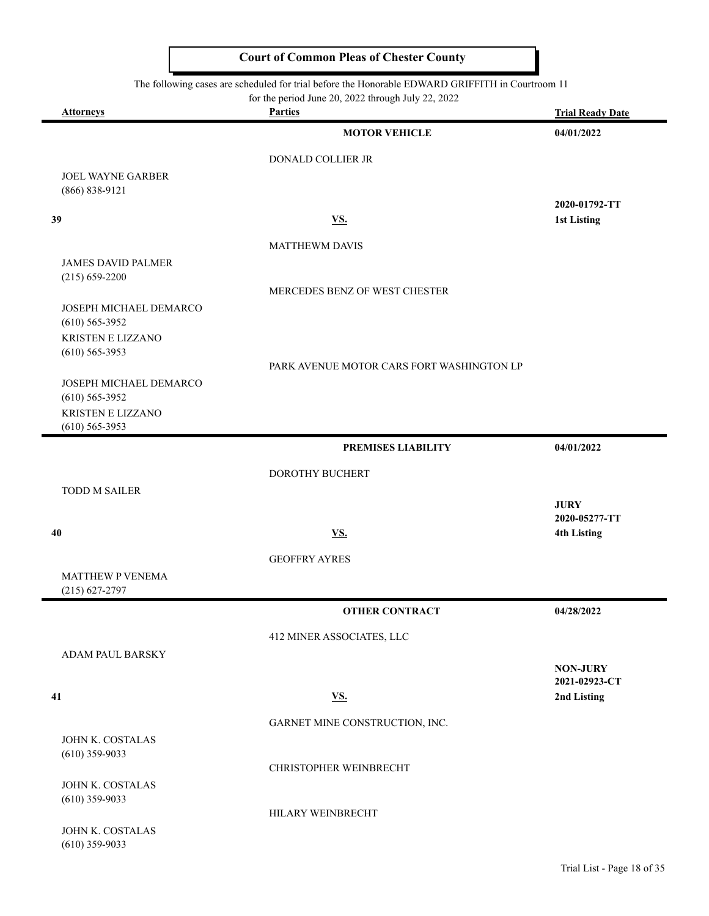## Court of Common Pleas of Chester County

The following cases are scheduled for trial before the Honorable EDWARD GRIFFITH in Courtroom 11
for the period June 20, 2022 through July 22, 2022

| Attorneys | Parties | Trial Ready Date |
|---|---|---|
| | **MOTOR VEHICLE** | **04/01/2022** |
| | DONALD COLLIER JR | |
| JOEL WAYNE GARBER<br>(866) 838-9121 | | |
| **39** | **VS.** | **2020-01792-TT**<br>**1st Listing** |
| | MATTHEWM DAVIS | |
| JAMES DAVID PALMER<br>(215) 659-2200 | | |
| | MERCEDES BENZ OF WEST CHESTER | |
| JOSEPH MICHAEL DEMARCO<br>(610) 565-3952<br>KRISTEN E LIZZANO<br>(610) 565-3953 | | |
| | PARK AVENUE MOTOR CARS FORT WASHINGTON LP | |
| JOSEPH MICHAEL DEMARCO<br>(610) 565-3952<br>KRISTEN E LIZZANO<br>(610) 565-3953 | | |
| | **PREMISES LIABILITY** | **04/01/2022** |
| | DOROTHY BUCHERT | |
| TODD M SAILER | | **JURY** |
| **40** | **VS.** | **2020-05277-TT**<br>**4th Listing** |
| | GEOFFRY AYRES | |
| MATTHEW P VENEMA<br>(215) 627-2797 | | |
| | **OTHER CONTRACT** | **04/28/2022** |
| | 412 MINER ASSOCIATES, LLC | |
| ADAM PAUL BARSKY | | **NON-JURY** |
| **41** | **VS.** | **2021-02923-CT**<br>**2nd Listing** |
| | GARNET MINE CONSTRUCTION, INC. | |
| JOHN K. COSTALAS<br>(610) 359-9033 | | |
| | CHRISTOPHER WEINBRECHT | |
| JOHN K. COSTALAS<br>(610) 359-9033 | | |
| | HILARY WEINBRECHT | |
| JOHN K. COSTALAS<br>(610) 359-9033 | | |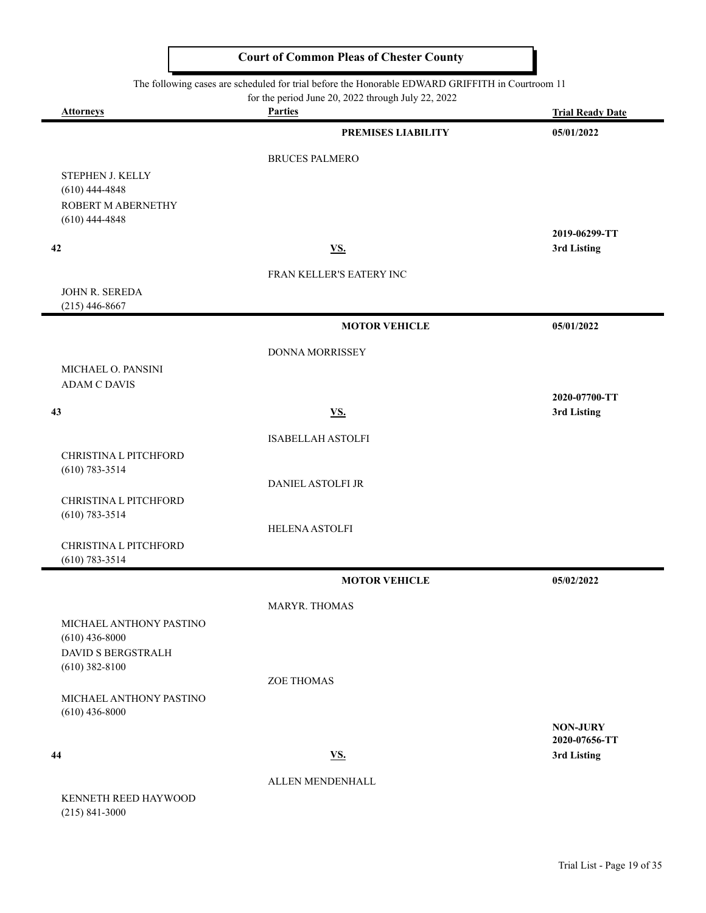# Court of Common Pleas of Chester County

The following cases are scheduled for trial before the Honorable EDWARD GRIFFITH in Courtroom 11 for the period June 20, 2022 through July 22, 2022

| Attorneys | Parties | Trial Ready Date |
|---|---|---|
| | **PREMISES LIABILITY** | **05/01/2022** |
| | BRUCES PALMERO | |
| STEPHEN J. KELLY (610) 444-4848 | | |
| ROBERT M ABERNETHY (610) 444-4848 | | |
| | | **2019-06299-TT** |
| **42** | **VS.** | **3rd Listing** |
| | FRAN KELLER'S EATERY INC | |
| JOHN R. SEREDA (215) 446-8667 | | |
| | **MOTOR VEHICLE** | **05/01/2022** |
| | DONNA MORRISSEY | |
| MICHAEL O. PANSINI | | |
| ADAM C DAVIS | | |
| | | **2020-07700-TT** |
| **43** | **VS.** | **3rd Listing** |
| | ISABELLAH ASTOLFI | |
| CHRISTINA L PITCHFORD (610) 783-3514 | | |
| | DANIEL ASTOLFI JR | |
| CHRISTINA L PITCHFORD (610) 783-3514 | | |
| | HELENA ASTOLFI | |
| CHRISTINA L PITCHFORD (610) 783-3514 | | |
| | **MOTOR VEHICLE** | **05/02/2022** |
| | MARYR. THOMAS | |
| MICHAEL ANTHONY PASTINO (610) 436-8000 | | |
| DAVID S BERGSTRALH (610) 382-8100 | | |
| | ZOE THOMAS | |
| MICHAEL ANTHONY PASTINO (610) 436-8000 | | |
| | | **NON-JURY** |
| | | **2020-07656-TT** |
| **44** | **VS.** | **3rd Listing** |
| | ALLEN MENDENHALL | |
| KENNETH REED HAYWOOD (215) 841-3000 | | |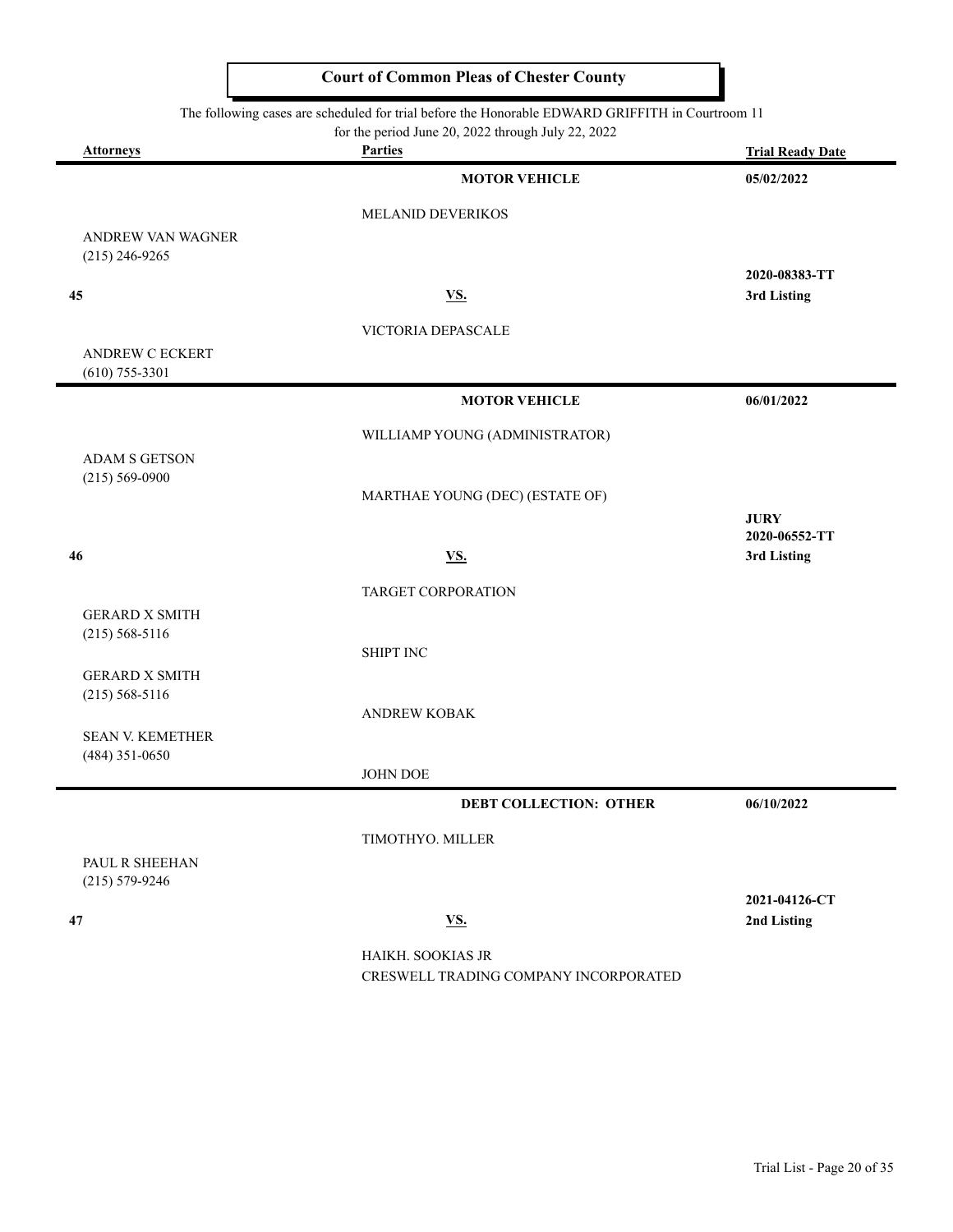# Court of Common Pleas of Chester County

The following cases are scheduled for trial before the Honorable EDWARD GRIFFITH in Courtroom 11
for the period June 20, 2022 through July 22, 2022

| Attorneys | Parties | Trial Ready Date |
|---|---|---|
| | **MOTOR VEHICLE** | **05/02/2022** |
| | MELANID DEVERIKOS | |
| ANDREW VAN WAGNER (215) 246-9265 | | **2020-08383-TT** |
| **45** | **VS.** | **3rd Listing** |
| | VICTORIA DEPASCALE | |
| ANDREW C ECKERT (610) 755-3301 | | |
| | **MOTOR VEHICLE** | **06/01/2022** |
| | WILLIAMP YOUNG (ADMINISTRATOR) | |
| ADAM S GETSON (215) 569-0900 | | |
| | MARTHAE YOUNG (DEC) (ESTATE OF) | **JURY** |
| | | **2020-06552-TT** |
| **46** | **VS.** | **3rd Listing** |
| | TARGET CORPORATION | |
| GERARD X SMITH (215) 568-5116 | | |
| | SHIPT INC | |
| GERARD X SMITH (215) 568-5116 | | |
| | ANDREW KOBAK | |
| SEAN V. KEMETHER (484) 351-0650 | | |
| | JOHN DOE | |
| | **DEBT COLLECTION: OTHER** | **06/10/2022** |
| | TIMOTHYO. MILLER | |
| PAUL R SHEEHAN (215) 579-9246 | | **2021-04126-CT** |
| **47** | **VS.** | **2nd Listing** |
| | HAIKH. SOOKIAS JR | |
| | CRESWELL TRADING COMPANY INCORPORATED | |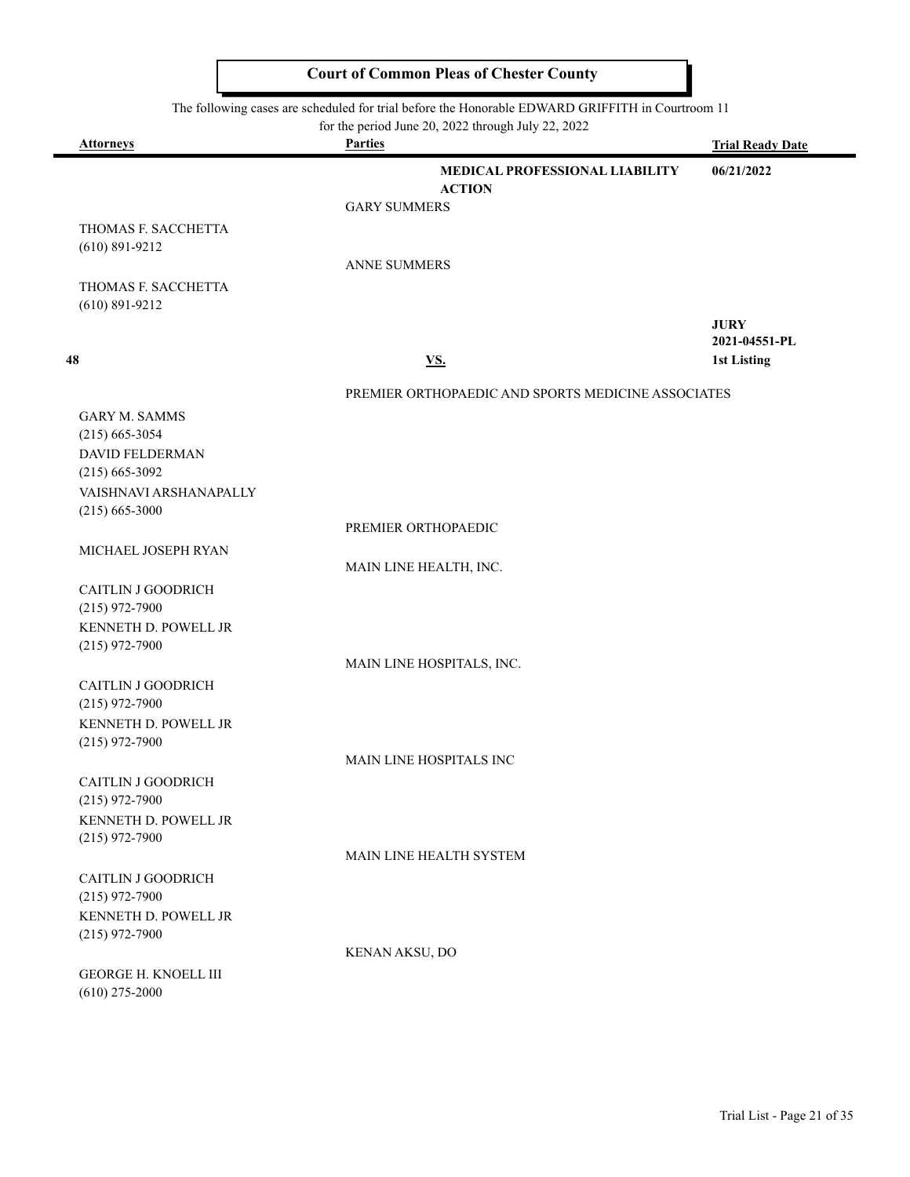**Court of Common Pleas of Chester County**

The following cases are scheduled for trial before the Honorable EDWARD GRIFFITH in Courtroom 11 for the period June 20, 2022 through July 22, 2022

| Attorneys | Parties | Trial Ready Date |
|---|---|---|
| | **MEDICAL PROFESSIONAL LIABILITY ACTION** | **06/21/2022** |
| | GARY SUMMERS | |
| THOMAS F. SACCHETTA (610) 891-9212 | | |
| | ANNE SUMMERS | |
| THOMAS F. SACCHETTA (610) 891-9212 | | |
| | | **JURY** |
| | | **2021-04551-PL** |
| **48** | **VS.** | **1st Listing** |
| | PREMIER ORTHOPAEDIC AND SPORTS MEDICINE ASSOCIATES | |
| GARY M. SAMMS (215) 665-3054 | | |
| DAVID FELDERMAN (215) 665-3092 | | |
| VAISHNAVI ARSHANAPALLY (215) 665-3000 | | |
| | PREMIER ORTHOPAEDIC | |
| MICHAEL JOSEPH RYAN | | |
| | MAIN LINE HEALTH, INC. | |
| CAITLIN J GOODRICH (215) 972-7900 | | |
| KENNETH D. POWELL JR (215) 972-7900 | | |
| | MAIN LINE HOSPITALS, INC. | |
| CAITLIN J GOODRICH (215) 972-7900 | | |
| KENNETH D. POWELL JR (215) 972-7900 | | |
| | MAIN LINE HOSPITALS INC | |
| CAITLIN J GOODRICH (215) 972-7900 | | |
| KENNETH D. POWELL JR (215) 972-7900 | | |
| | MAIN LINE HEALTH SYSTEM | |
| CAITLIN J GOODRICH (215) 972-7900 | | |
| KENNETH D. POWELL JR (215) 972-7900 | | |
| | KENAN AKSU, DO | |
| GEORGE H. KNOELL III (610) 275-2000 | | |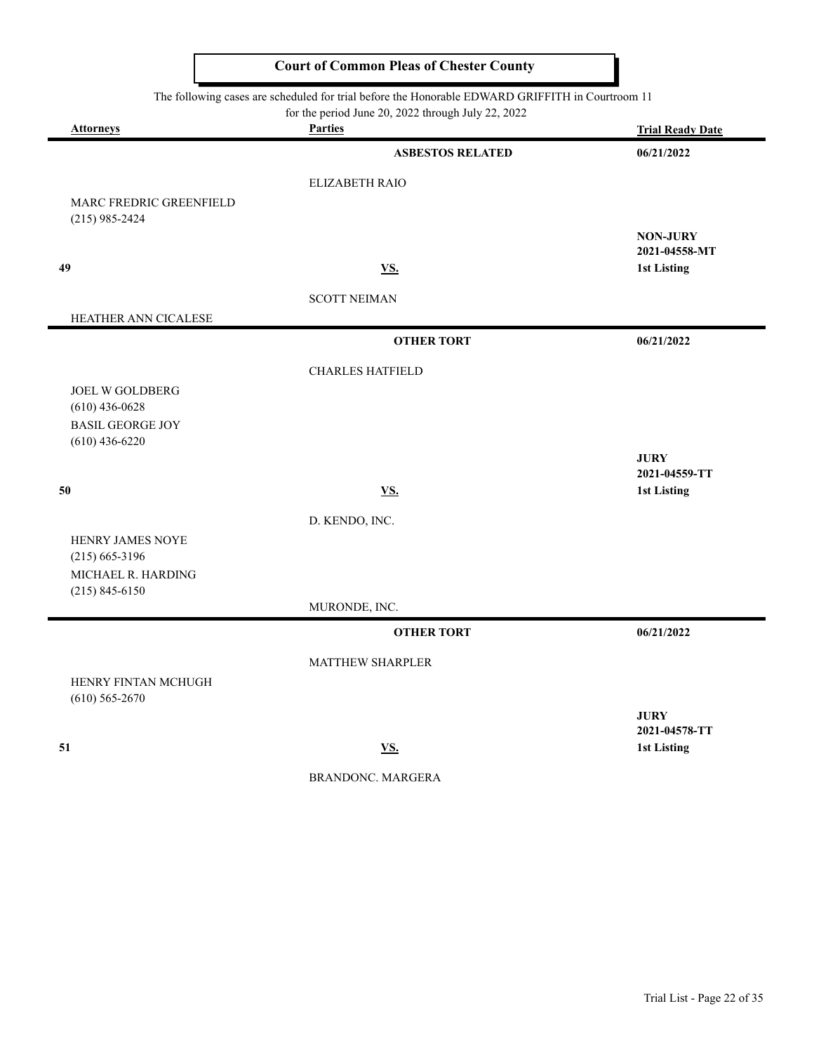# Court of Common Pleas of Chester County

The following cases are scheduled for trial before the Honorable EDWARD GRIFFITH in Courtroom 11 for the period June 20, 2022 through July 22, 2022

| | Attorneys | Parties | Trial Ready Date |
|---|---|---|---|
| | | **ASBESTOS RELATED** | **06/21/2022** |
| | | ELIZABETH RAIO | |
| | MARC FREDRIC GREENFIELD (215) 985-2424 | | |
| | | | **NON-JURY** |
| | | | **2021-04558-MT** |
| **49** | | **VS.** | **1st Listing** |
| | | SCOTT NEIMAN | |
| | HEATHER ANN CICALESE | | |
| | | **OTHER TORT** | **06/21/2022** |
| | | CHARLES HATFIELD | |
| | JOEL W GOLDBERG (610) 436-0628 | | |
| | BASIL GEORGE JOY (610) 436-6220 | | |
| | | | **JURY** |
| | | | **2021-04559-TT** |
| **50** | | **VS.** | **1st Listing** |
| | | D. KENDO, INC. | |
| | HENRY JAMES NOYE (215) 665-3196 | | |
| | MICHAEL R. HARDING (215) 845-6150 | | |
| | | MURONDE, INC. | |
| | | **OTHER TORT** | **06/21/2022** |
| | | MATTHEW SHARPLER | |
| | HENRY FINTAN MCHUGH (610) 565-2670 | | |
| | | | **JURY** |
| | | | **2021-04578-TT** |
| **51** | | **VS.** | **1st Listing** |
| | | BRANDONC. MARGERA | |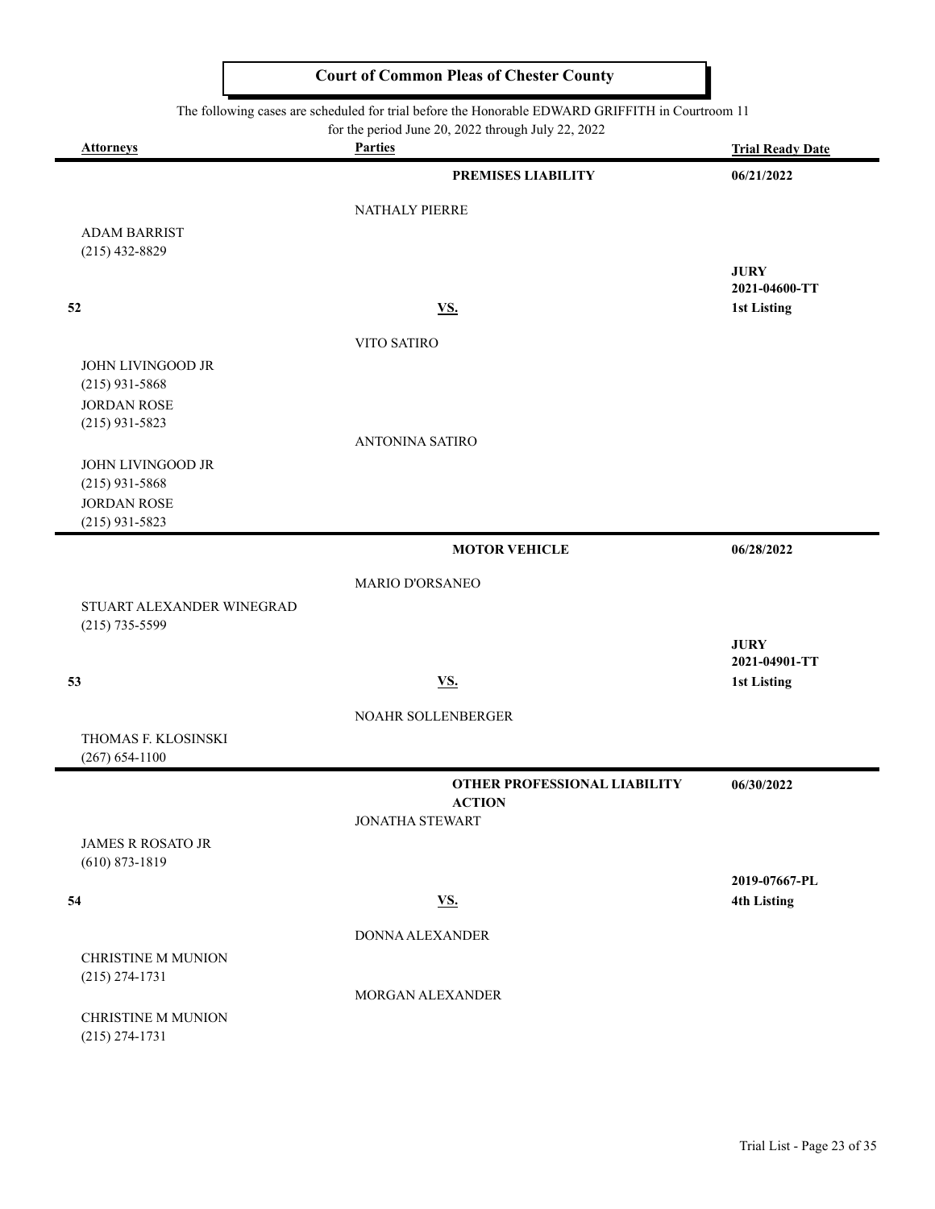# Court of Common Pleas of Chester County

The following cases are scheduled for trial before the Honorable EDWARD GRIFFITH in Courtroom 11 for the period June 20, 2022 through July 22, 2022

| Attorneys | Parties | Trial Ready Date |
|---|---|---|
| | **PREMISES LIABILITY** | **06/21/2022** |
| | NATHALY PIERRE | |
| ADAM BARRIST (215) 432-8829 | | **JURY** |
| | | **2021-04600-TT** |
| **52** | **VS.** | **1st Listing** |
| | VITO SATIRO | |
| JOHN LIVINGOOD JR (215) 931-5868 | | |
| JORDAN ROSE (215) 931-5823 | | |
| | ANTONINA SATIRO | |
| JOHN LIVINGOOD JR (215) 931-5868 | | |
| JORDAN ROSE (215) 931-5823 | | |
| | **MOTOR VEHICLE** | **06/28/2022** |
| | MARIO D'ORSANEO | |
| STUART ALEXANDER WINEGRAD (215) 735-5599 | | **JURY** |
| | | **2021-04901-TT** |
| **53** | **VS.** | **1st Listing** |
| | NOAHR SOLLENBERGER | |
| THOMAS F. KLOSINSKI (267) 654-1100 | | |
| | **OTHER PROFESSIONAL LIABILITY ACTION** | **06/30/2022** |
| | JONATHA STEWART | |
| JAMES R ROSATO JR (610) 873-1819 | | |
| | | **2019-07667-PL** |
| **54** | **VS.** | **4th Listing** |
| | DONNA ALEXANDER | |
| CHRISTINE M MUNION (215) 274-1731 | | |
| | MORGAN ALEXANDER | |
| CHRISTINE M MUNION (215) 274-1731 | | |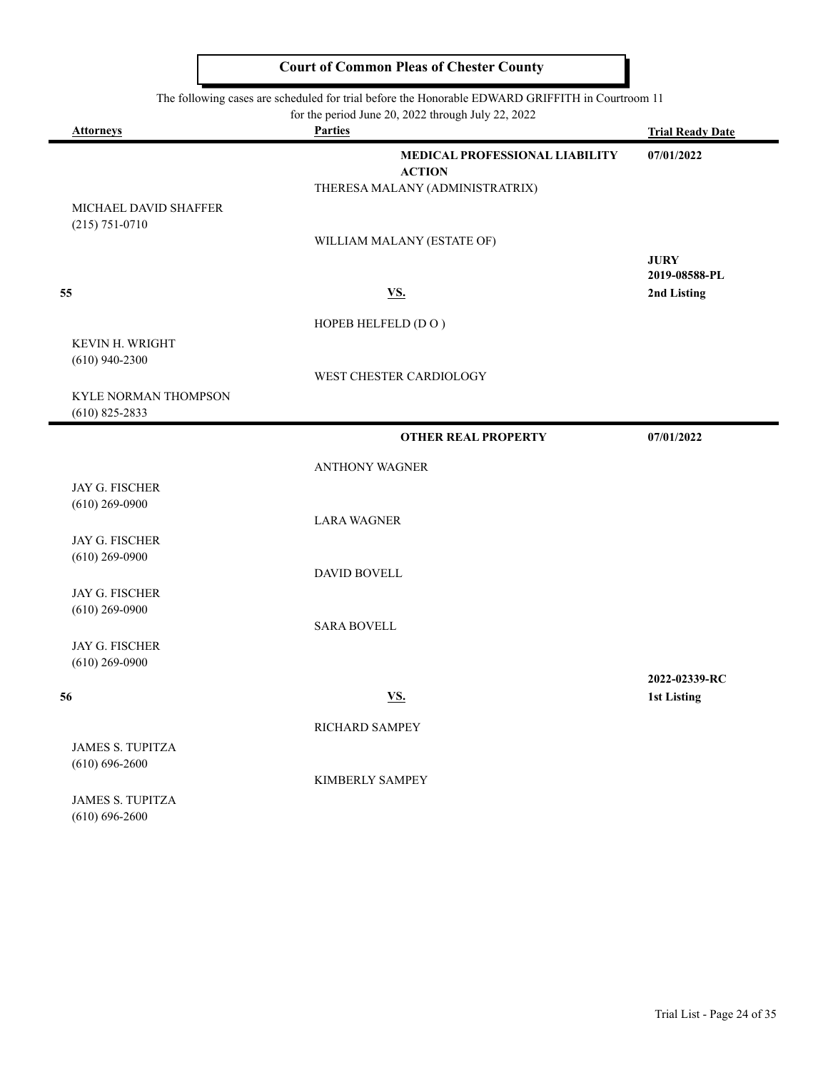## Court of Common Pleas of Chester County

The following cases are scheduled for trial before the Honorable EDWARD GRIFFITH in Courtroom 11 for the period June 20, 2022 through July 22, 2022

| Attorneys | Parties | Trial Ready Date |
|---|---|---|
| | **MEDICAL PROFESSIONAL LIABILITY ACTION** | **07/01/2022** |
| | THERESA MALANY (ADMINISTRATRIX) | |
| MICHAEL DAVID SHAFFER<br>(215) 751-0710 | | |
| | WILLIAM MALANY (ESTATE OF) | |
| | | **JURY**<br>**2019-08588-PL** |
| **55** | **VS.** | **2nd Listing** |
| | HOPEB HELFELD (D O ) | |
| KEVIN H. WRIGHT<br>(610) 940-2300 | | |
| | WEST CHESTER CARDIOLOGY | |
| KYLE NORMAN THOMPSON<br>(610) 825-2833 | | |
| | **OTHER REAL PROPERTY** | **07/01/2022** |
| | ANTHONY WAGNER | |
| JAY G. FISCHER<br>(610) 269-0900 | | |
| | LARA WAGNER | |
| JAY G. FISCHER<br>(610) 269-0900 | | |
| | DAVID BOVELL | |
| JAY G. FISCHER<br>(610) 269-0900 | | |
| | SARA BOVELL | |
| JAY G. FISCHER<br>(610) 269-0900 | | |
| | | **2022-02339-RC** |
| **56** | **VS.** | **1st Listing** |
| | RICHARD SAMPEY | |
| JAMES S. TUPITZA<br>(610) 696-2600 | | |
| | KIMBERLY SAMPEY | |
| JAMES S. TUPITZA<br>(610) 696-2600 | | |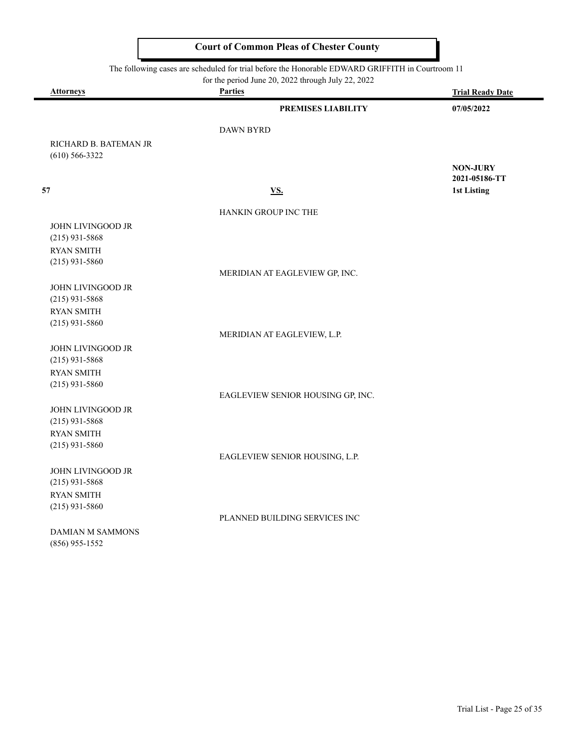# Court of Common Pleas of Chester County

The following cases are scheduled for trial before the Honorable EDWARD GRIFFITH in Courtroom 11 for the period June 20, 2022 through July 22, 2022

| Attorneys | Parties | Trial Ready Date |
|---|---|---|
| | **PREMISES LIABILITY** | **07/05/2022** |
| | DAWN BYRD | |
| RICHARD B. BATEMAN JR<br>(610) 566-3322 | | **NON-JURY**<br>**2021-05186-TT** |
| **57** | **VS.** | **1st Listing** |
| | HANKIN GROUP INC THE | |
| JOHN LIVINGOOD JR<br>(215) 931-5868<br>RYAN SMITH<br>(215) 931-5860 | | |
| | MERIDIAN AT EAGLEVIEW GP, INC. | |
| JOHN LIVINGOOD JR<br>(215) 931-5868<br>RYAN SMITH<br>(215) 931-5860 | | |
| | MERIDIAN AT EAGLEVIEW, L.P. | |
| JOHN LIVINGOOD JR<br>(215) 931-5868<br>RYAN SMITH<br>(215) 931-5860 | | |
| | EAGLEVIEW SENIOR HOUSING GP, INC. | |
| JOHN LIVINGOOD JR<br>(215) 931-5868<br>RYAN SMITH<br>(215) 931-5860 | | |
| | EAGLEVIEW SENIOR HOUSING, L.P. | |
| JOHN LIVINGOOD JR<br>(215) 931-5868<br>RYAN SMITH<br>(215) 931-5860 | | |
| | PLANNED BUILDING SERVICES INC | |
| DAMIAN M SAMMONS<br>(856) 955-1552 | | |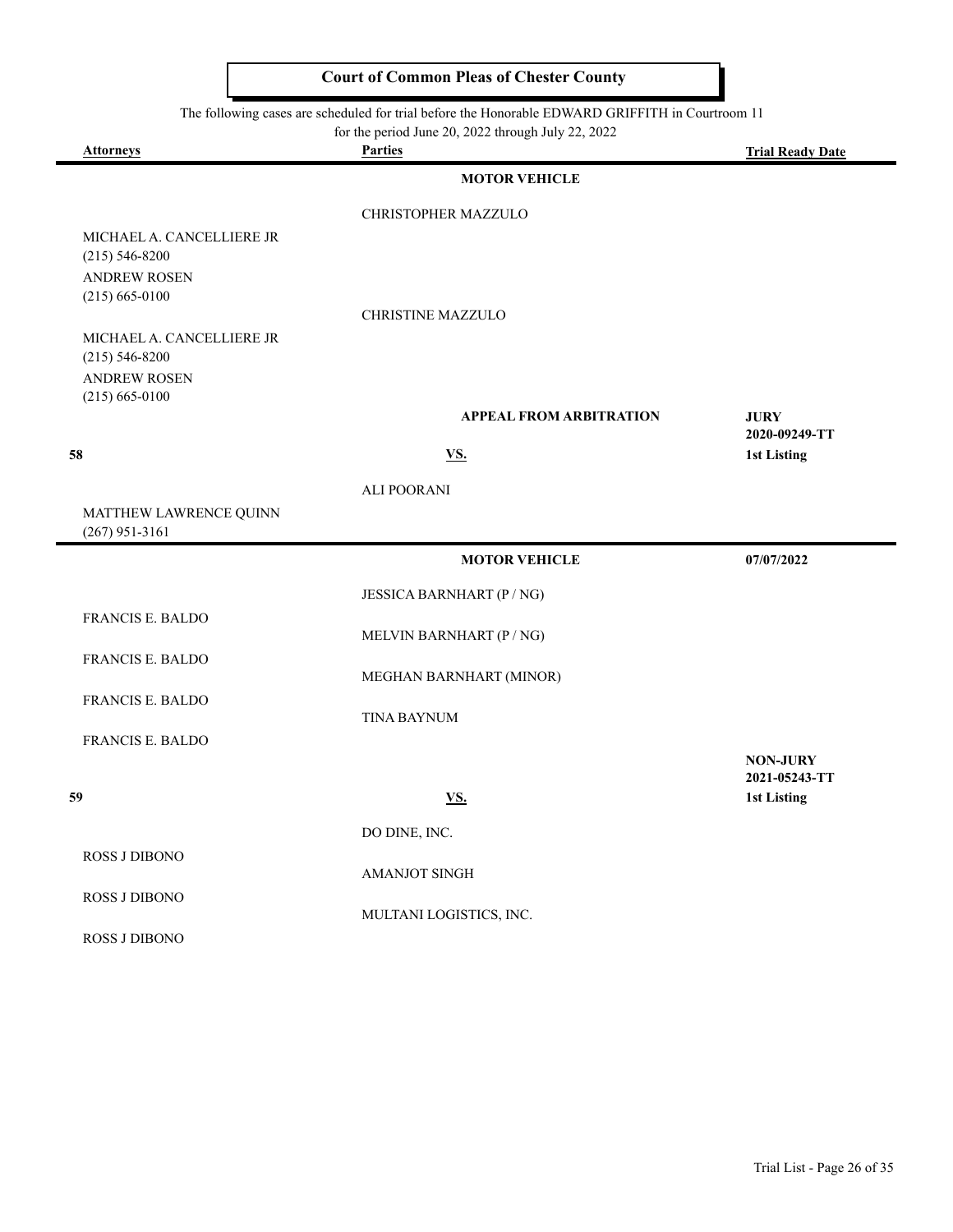**Court of Common Pleas of Chester County**

The following cases are scheduled for trial before the Honorable EDWARD GRIFFITH in Courtroom 11
for the period June 20, 2022 through July 22, 2022

| Attorneys | Parties | Trial Ready Date |
|---|---|---|
| | **MOTOR VEHICLE** | |
| | CHRISTOPHER MAZZULO | |
| MICHAEL A. CANCELLIERE JR (215) 546-8200 | | |
| ANDREW ROSEN (215) 665-0100 | | |
| | CHRISTINE MAZZULO | |
| MICHAEL A. CANCELLIERE JR (215) 546-8200 | | |
| ANDREW ROSEN (215) 665-0100 | | |
| | **APPEAL FROM ARBITRATION** | **JURY** **2020-09249-TT** |
| **58** | **VS.** | **1st Listing** |
| | ALI POORANI | |
| MATTHEW LAWRENCE QUINN (267) 951-3161 | | |
| | **MOTOR VEHICLE** | **07/07/2022** |
| | JESSICA BARNHART (P / NG) | |
| FRANCIS E. BALDO | | |
| | MELVIN BARNHART (P / NG) | |
| FRANCIS E. BALDO | | |
| | MEGHAN BARNHART (MINOR) | |
| FRANCIS E. BALDO | | |
| | TINA BAYNUM | |
| FRANCIS E. BALDO | | |
| | | **NON-JURY** **2021-05243-TT** |
| **59** | **VS.** | **1st Listing** |
| | DO DINE, INC. | |
| ROSS J DIBONO | | |
| | AMANJOT SINGH | |
| ROSS J DIBONO | | |
| | MULTANI LOGISTICS, INC. | |
| ROSS J DIBONO | | |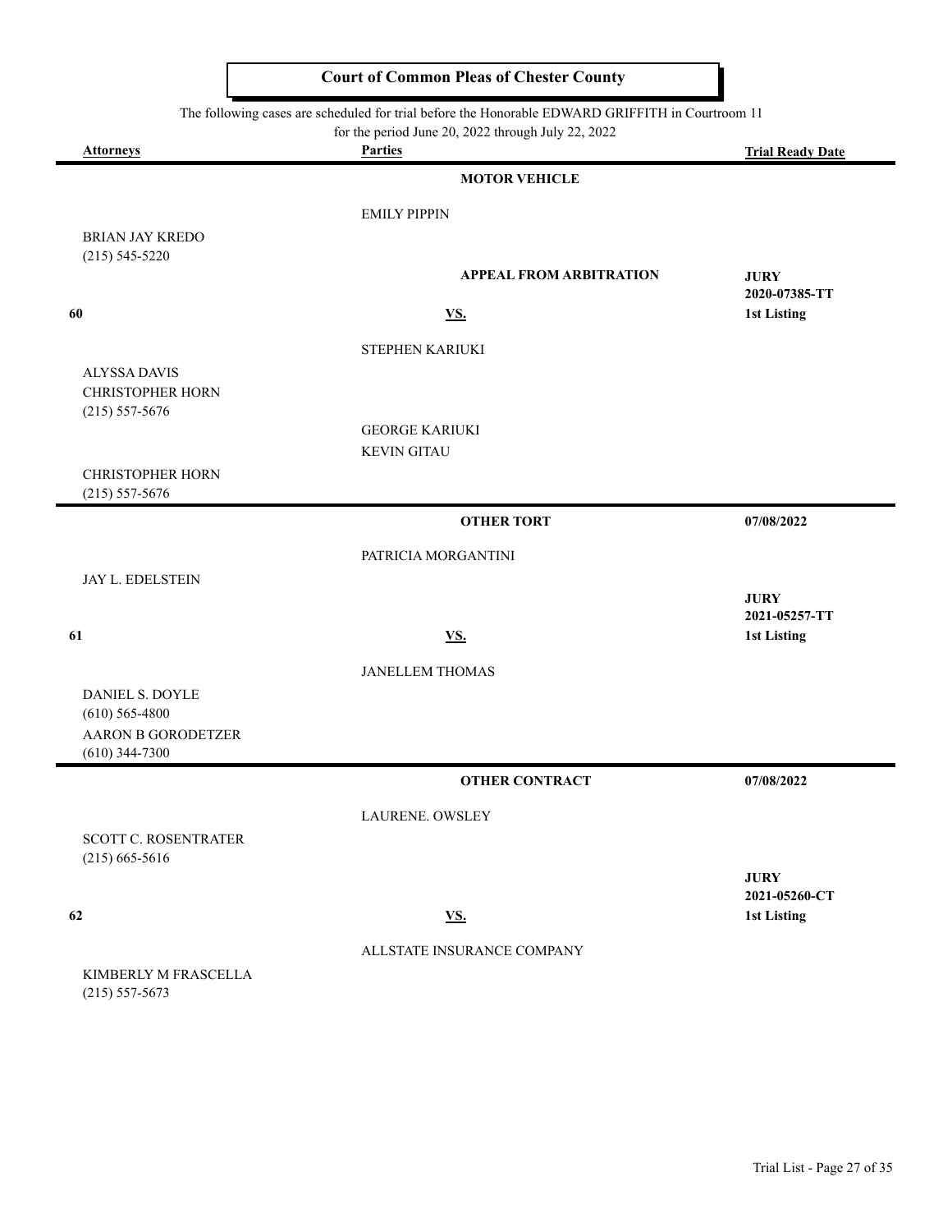# Court of Common Pleas of Chester County

The following cases are scheduled for trial before the Honorable EDWARD GRIFFITH in Courtroom 11
for the period June 20, 2022 through July 22, 2022

| Attorneys | Parties | Trial Ready Date |
|---|---|---|
| | **MOTOR VEHICLE** | |
| | EMILY PIPPIN | |
| BRIAN JAY KREDO<br>(215) 545-5220 | | |
| | **APPEAL FROM ARBITRATION** | **JURY**<br>**2020-07385-TT** |
| **60** | **VS.** | **1st Listing** |
| | STEPHEN KARIUKI | |
| ALYSSA DAVIS<br>CHRISTOPHER HORN<br>(215) 557-5676 | | |
| | GEORGE KARIUKI<br>KEVIN GITAU | |
| CHRISTOPHER HORN<br>(215) 557-5676 | | |
| | **OTHER TORT** | **07/08/2022** |
| | PATRICIA MORGANTINI | |
| JAY L. EDELSTEIN | | **JURY**<br>**2021-05257-TT** |
| **61** | **VS.** | **1st Listing** |
| | JANELLEM THOMAS | |
| DANIEL S. DOYLE<br>(610) 565-4800<br>AARON B GORODETZER<br>(610) 344-7300 | | |
| | **OTHER CONTRACT** | **07/08/2022** |
| | LAURENE. OWSLEY | |
| SCOTT C. ROSENTRATER<br>(215) 665-5616 | | **JURY**<br>**2021-05260-CT** |
| **62** | **VS.** | **1st Listing** |
| | ALLSTATE INSURANCE COMPANY | |
| KIMBERLY M FRASCELLA<br>(215) 557-5673 | | |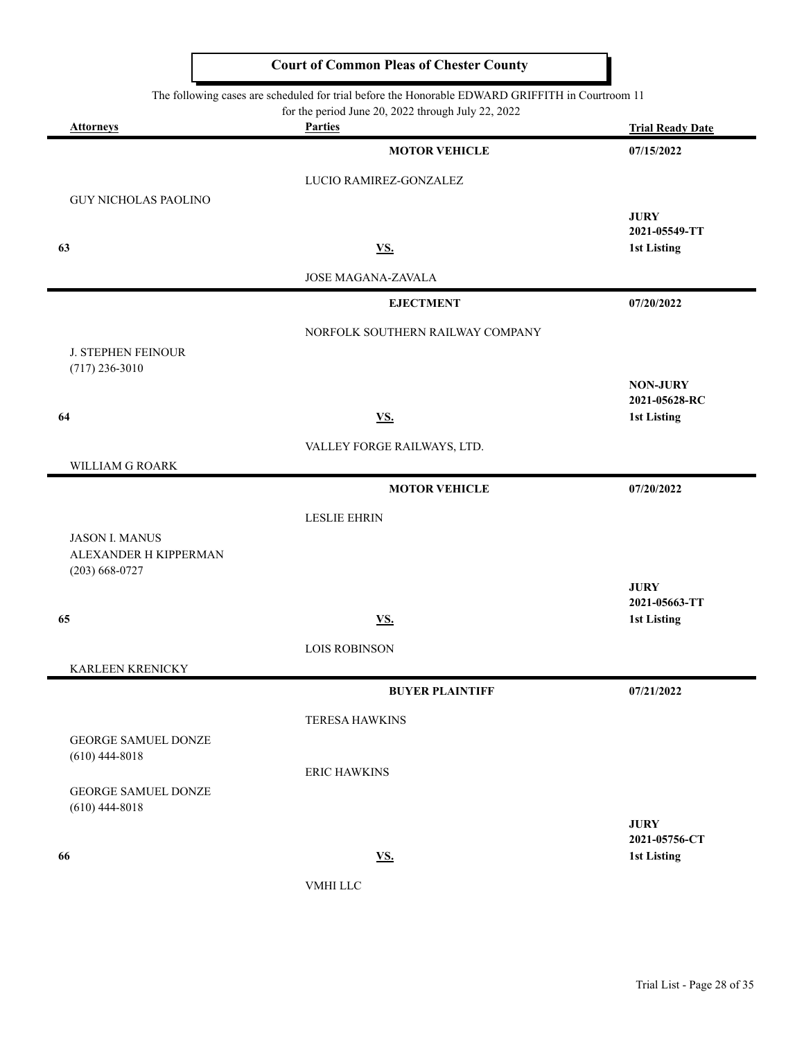# Court of Common Pleas of Chester County

The following cases are scheduled for trial before the Honorable EDWARD GRIFFITH in Courtroom 11 for the period June 20, 2022 through July 22, 2022

| Attorneys | Parties | Trial Ready Date |
|---|---|---|
| | **MOTOR VEHICLE** | **07/15/2022** |
| | LUCIO RAMIREZ-GONZALEZ | |
| GUY NICHOLAS PAOLINO | | |
| | | **JURY** |
| | | **2021-05549-TT** |
| **63** | **VS.** | **1st Listing** |
| | JOSE MAGANA-ZAVALA | |
| | **EJECTMENT** | **07/20/2022** |
| | NORFOLK SOUTHERN RAILWAY COMPANY | |
| J. STEPHEN FEINOUR (717) 236-3010 | | |
| | | **NON-JURY** |
| | | **2021-05628-RC** |
| **64** | **VS.** | **1st Listing** |
| | VALLEY FORGE RAILWAYS, LTD. | |
| WILLIAM G ROARK | | |
| | **MOTOR VEHICLE** | **07/20/2022** |
| | LESLIE EHRIN | |
| JASON I. MANUS<br>ALEXANDER H KIPPERMAN<br>(203) 668-0727 | | |
| | | **JURY** |
| | | **2021-05663-TT** |
| **65** | **VS.** | **1st Listing** |
| | LOIS ROBINSON | |
| KARLEEN KRENICKY | | |
| | **BUYER PLAINTIFF** | **07/21/2022** |
| | TERESA HAWKINS | |
| GEORGE SAMUEL DONZE (610) 444-8018 | | |
| | ERIC HAWKINS | |
| GEORGE SAMUEL DONZE (610) 444-8018 | | |
| | | **JURY** |
| | | **2021-05756-CT** |
| **66** | **VS.** | **1st Listing** |
| | VMHI LLC | |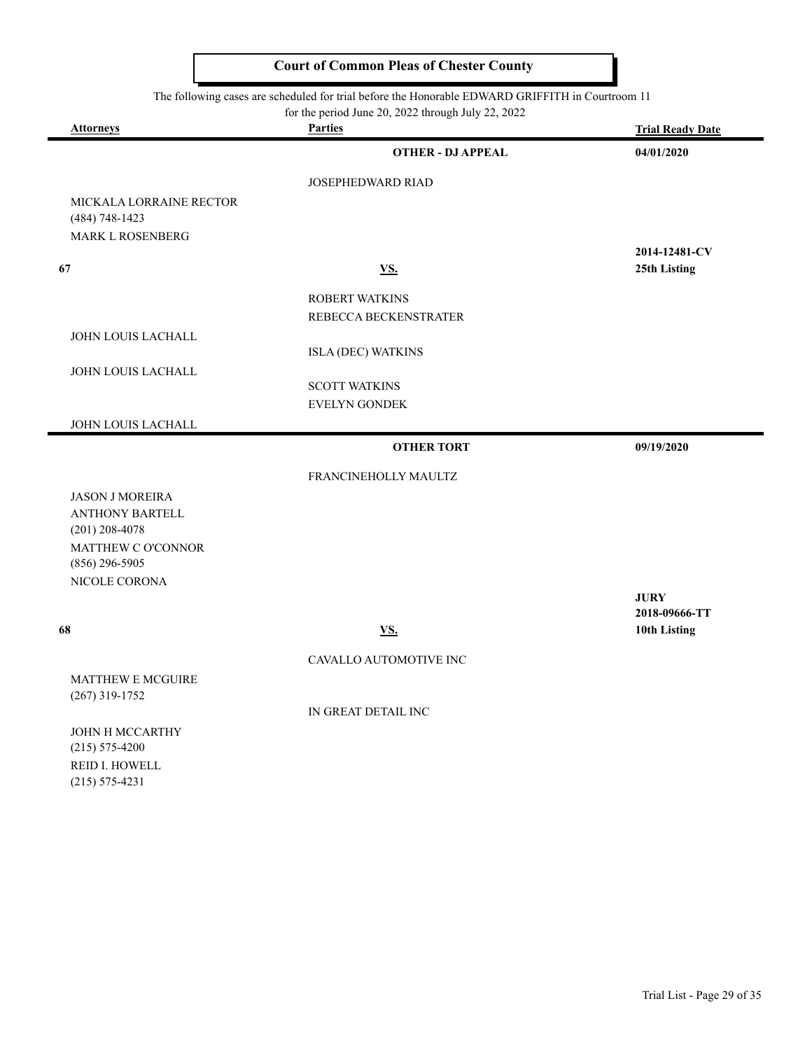# Court of Common Pleas of Chester County

The following cases are scheduled for trial before the Honorable EDWARD GRIFFITH in Courtroom 11

for the period June 20, 2022 through July 22, 2022

| Attorneys | Parties | Trial Ready Date |
|---|---|---|
| | **OTHER - DJ APPEAL** | **04/01/2020** |
| | JOSEPHEDWARD RIAD | |
| MICKALA LORRAINE RECTOR<br>(484) 748-1423<br>MARK L ROSENBERG | | |
| | | **2014-12481-CV** |
| **67** | **VS.** | **25th Listing** |
| | ROBERT WATKINS<br>REBECCA BECKENSTRATER | |
| JOHN LOUIS LACHALL | ISLA (DEC) WATKINS | |
| JOHN LOUIS LACHALL | SCOTT WATKINS<br>EVELYN GONDEK | |
| JOHN LOUIS LACHALL | | |
| | **OTHER TORT** | **09/19/2020** |
| | FRANCINEHOLLY MAULTZ | |
| JASON J MOREIRA<br>ANTHONY BARTELL<br>(201) 208-4078<br>MATTHEW C O'CONNOR<br>(856) 296-5905<br>NICOLE CORONA | | |
| | | **JURY**<br>**2018-09666-TT** |
| **68** | **VS.** | **10th Listing** |
| | CAVALLO AUTOMOTIVE INC | |
| MATTHEW E MCGUIRE<br>(267) 319-1752 | IN GREAT DETAIL INC | |
| JOHN H MCCARTHY<br>(215) 575-4200<br>REID I. HOWELL<br>(215) 575-4231 | | |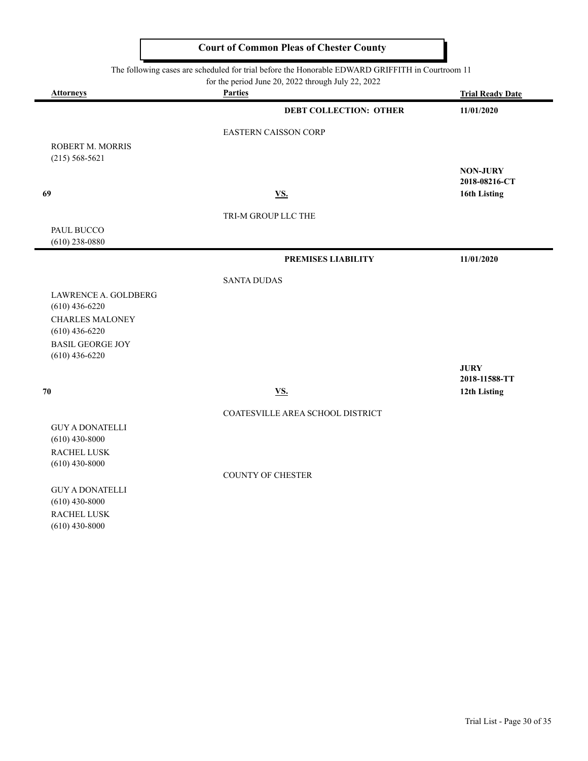# Court of Common Pleas of Chester County

The following cases are scheduled for trial before the Honorable EDWARD GRIFFITH in Courtroom 11 for the period June 20, 2022 through July 22, 2022

| Attorneys | Parties | Trial Ready Date |
|---|---|---|
| | **DEBT COLLECTION: OTHER** | **11/01/2020** |
| | EASTERN CAISSON CORP | |
| ROBERT M. MORRIS<br>(215) 568-5621 | | |
| | | **NON-JURY**<br>**2018-08216-CT** |
| **69** | **VS.** | **16th Listing** |
| | TRI-M GROUP LLC THE | |
| PAUL BUCCO<br>(610) 238-0880 | | |
| | **PREMISES LIABILITY** | **11/01/2020** |
| | SANTA DUDAS | |
| LAWRENCE A. GOLDBERG<br>(610) 436-6220<br>CHARLES MALONEY<br>(610) 436-6220<br>BASIL GEORGE JOY<br>(610) 436-6220 | | |
| | | **JURY**<br>**2018-11588-TT** |
| **70** | **VS.** | **12th Listing** |
| | COATESVILLE AREA SCHOOL DISTRICT | |
| GUY A DONATELLI<br>(610) 430-8000<br>RACHEL LUSK<br>(610) 430-8000 | | |
| | COUNTY OF CHESTER | |
| GUY A DONATELLI<br>(610) 430-8000<br>RACHEL LUSK<br>(610) 430-8000 | | |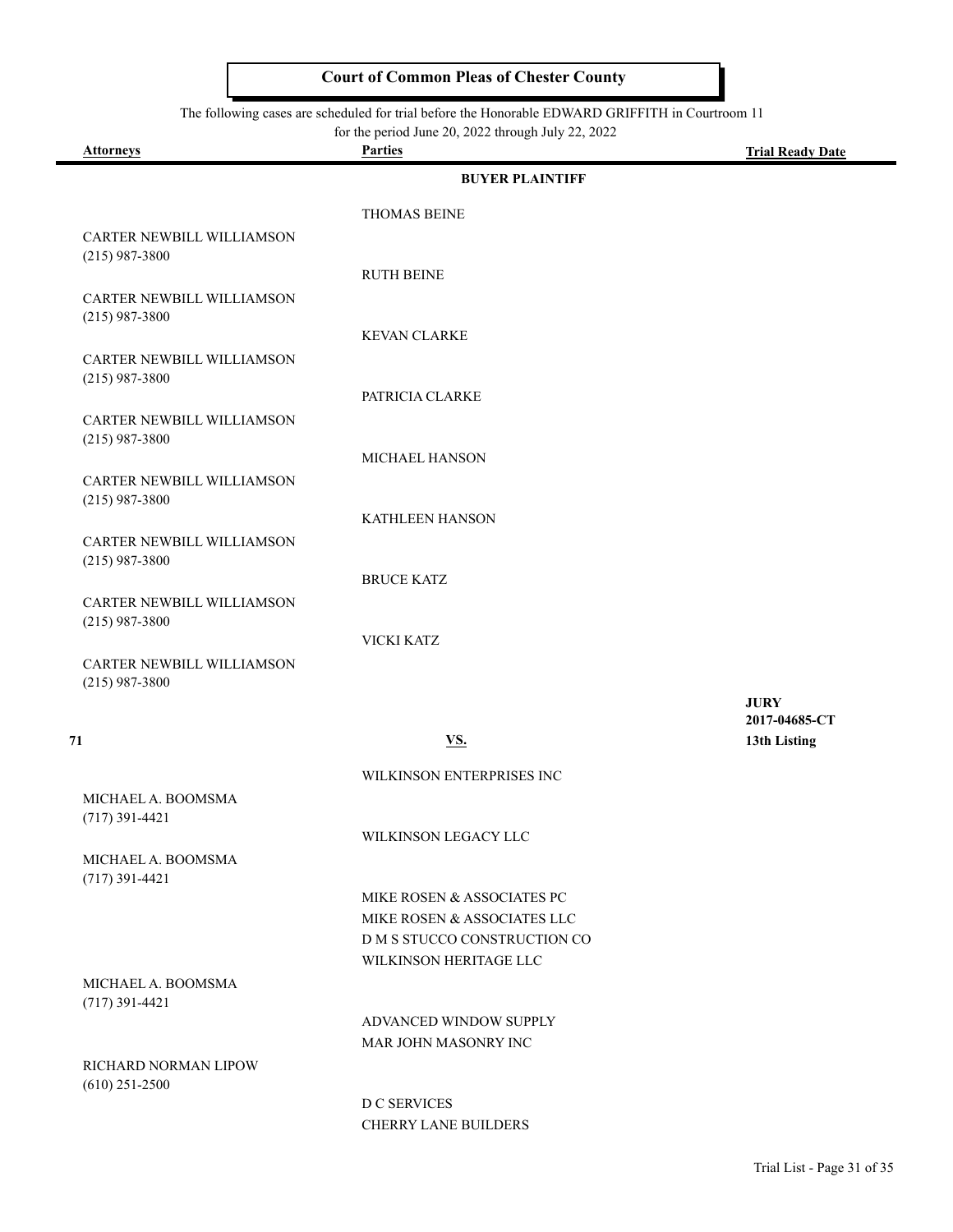**Court of Common Pleas of Chester County**

The following cases are scheduled for trial before the Honorable EDWARD GRIFFITH in Courtroom 11
for the period June 20, 2022 through July 22, 2022

| Attorneys | Parties | Trial Ready Date |
|---|---|---|
| | **BUYER PLAINTIFF** | |
| | THOMAS BEINE | |
| CARTER NEWBILL WILLIAMSON (215) 987-3800 | | |
| | RUTH BEINE | |
| CARTER NEWBILL WILLIAMSON (215) 987-3800 | | |
| | KEVAN CLARKE | |
| CARTER NEWBILL WILLIAMSON (215) 987-3800 | | |
| | PATRICIA CLARKE | |
| CARTER NEWBILL WILLIAMSON (215) 987-3800 | | |
| | MICHAEL HANSON | |
| CARTER NEWBILL WILLIAMSON (215) 987-3800 | | |
| | KATHLEEN HANSON | |
| CARTER NEWBILL WILLIAMSON (215) 987-3800 | | |
| | BRUCE KATZ | |
| CARTER NEWBILL WILLIAMSON (215) 987-3800 | | |
| | VICKI KATZ | |
| CARTER NEWBILL WILLIAMSON (215) 987-3800 | | |
| **71** | **VS.** | **JURY** **2017-04685-CT** **13th Listing** |
| | WILKINSON ENTERPRISES INC | |
| MICHAEL A. BOOMSMA (717) 391-4421 | | |
| | WILKINSON LEGACY LLC | |
| MICHAEL A. BOOMSMA (717) 391-4421 | | |
| | MIKE ROSEN & ASSOCIATES PC | |
| | MIKE ROSEN & ASSOCIATES LLC | |
| | D M S STUCCO CONSTRUCTION CO | |
| | WILKINSON HERITAGE LLC | |
| MICHAEL A. BOOMSMA (717) 391-4421 | | |
| | ADVANCED WINDOW SUPPLY | |
| | MAR JOHN MASONRY INC | |
| RICHARD NORMAN LIPOW (610) 251-2500 | | |
| | D C SERVICES | |
| | CHERRY LANE BUILDERS | |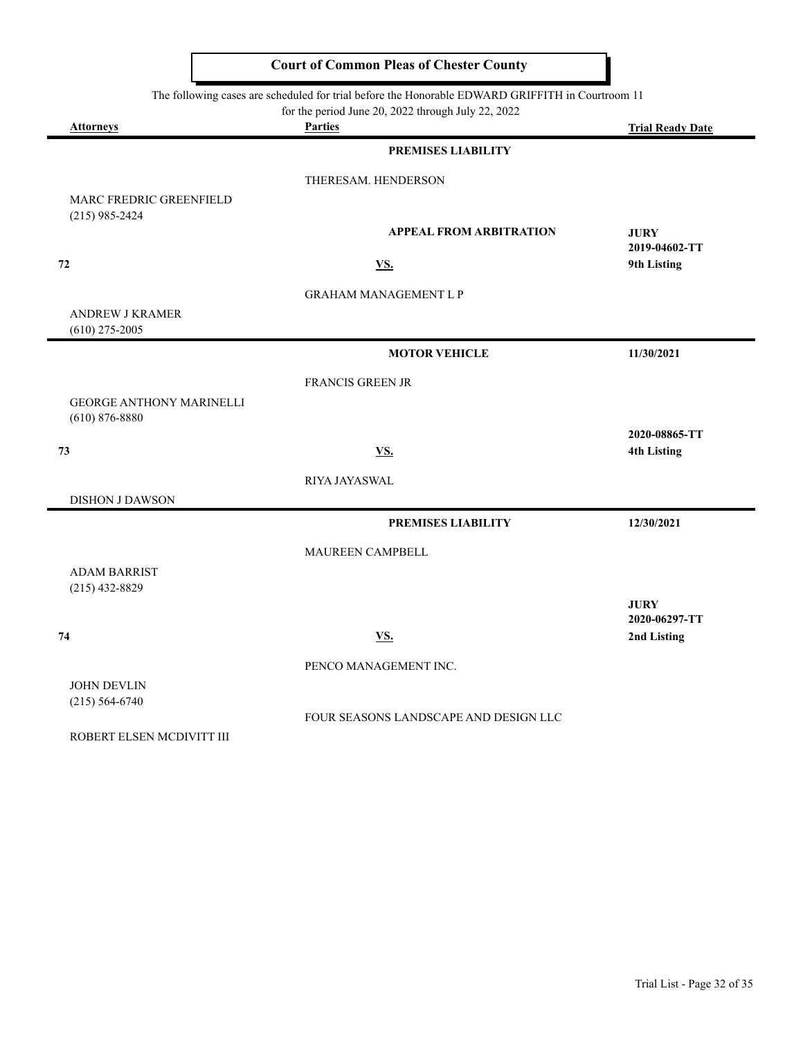**Court of Common Pleas of Chester County**

The following cases are scheduled for trial before the Honorable EDWARD GRIFFITH in Courtroom 11 for the period June 20, 2022 through July 22, 2022

| Attorneys | Parties | Trial Ready Date |
|---|---|---|
| | **PREMISES LIABILITY** | |
| | THERESAM. HENDERSON | |
| MARC FREDRIC GREENFIELD (215) 985-2424 | | |
| | **APPEAL FROM ARBITRATION** | **JURY** **2019-04602-TT** |
| **72** | **VS.** | **9th Listing** |
| | GRAHAM MANAGEMENT L P | |
| ANDREW J KRAMER (610) 275-2005 | | |
| | **MOTOR VEHICLE** | **11/30/2021** |
| | FRANCIS GREEN JR | |
| GEORGE ANTHONY MARINELLI (610) 876-8880 | | |
| | | **2020-08865-TT** |
| **73** | **VS.** | **4th Listing** |
| | RIYA JAYASWAL | |
| DISHON J DAWSON | | |
| | **PREMISES LIABILITY** | **12/30/2021** |
| | MAUREEN CAMPBELL | |
| ADAM BARRIST (215) 432-8829 | | |
| | | **JURY** **2020-06297-TT** |
| **74** | **VS.** | **2nd Listing** |
| | PENCO MANAGEMENT INC. | |
| JOHN DEVLIN (215) 564-6740 | | |
| | FOUR SEASONS LANDSCAPE AND DESIGN LLC | |
| ROBERT ELSEN MCDIVITT III | | |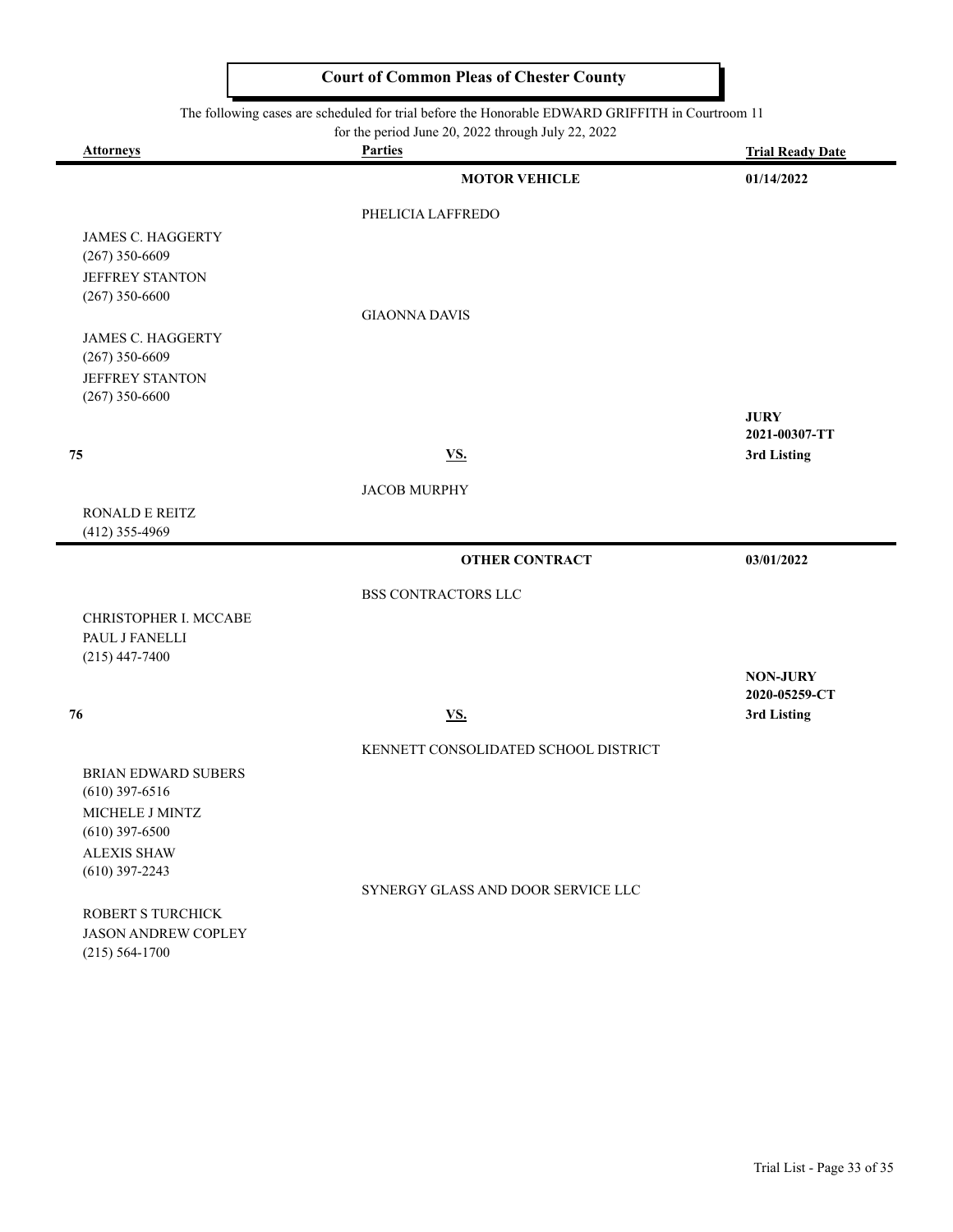**Court of Common Pleas of Chester County**

The following cases are scheduled for trial before the Honorable EDWARD GRIFFITH in Courtroom 11 for the period June 20, 2022 through July 22, 2022

| Attorneys | Parties | Trial Ready Date |
|---|---|---|
| | **MOTOR VEHICLE** | **01/14/2022** |
| | PHELICIA LAFFREDO | |
| JAMES C. HAGGERTY (267) 350-6609 JEFFREY STANTON (267) 350-6600 | | |
| | GIAONNA DAVIS | |
| JAMES C. HAGGERTY (267) 350-6609 JEFFREY STANTON (267) 350-6600 | | |
| | | **JURY 2021-00307-TT** |
| **75** | **VS.** | **3rd Listing** |
| | JACOB MURPHY | |
| RONALD E REITZ (412) 355-4969 | | |
| | **OTHER CONTRACT** | **03/01/2022** |
| | BSS CONTRACTORS LLC | |
| CHRISTOPHER I. MCCABE PAUL J FANELLI (215) 447-7400 | | |
| | | **NON-JURY 2020-05259-CT** |
| **76** | **VS.** | **3rd Listing** |
| | KENNETT CONSOLIDATED SCHOOL DISTRICT | |
| BRIAN EDWARD SUBERS (610) 397-6516 MICHELE J MINTZ (610) 397-6500 ALEXIS SHAW (610) 397-2243 | | |
| | SYNERGY GLASS AND DOOR SERVICE LLC | |
| ROBERT S TURCHICK JASON ANDREW COPLEY (215) 564-1700 | | |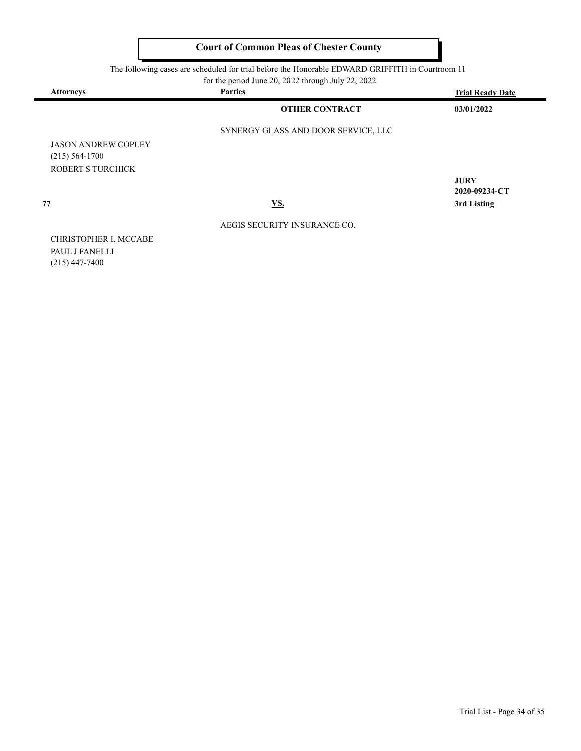# Court of Common Pleas of Chester County

The following cases are scheduled for trial before the Honorable EDWARD GRIFFITH in Courtroom 11 for the period June 20, 2022 through July 22, 2022

| Attorneys | Parties | Trial Ready Date |
| --- | --- | --- |
| | **OTHER CONTRACT** | **03/01/2022** |
| | SYNERGY GLASS AND DOOR SERVICE, LLC | |
| JASON ANDREW COPLEY<br>(215) 564-1700<br>ROBERT S TURCHICK | | |
| | | **JURY**<br>**2020-09234-CT** |
| **77** | **VS.** | **3rd Listing** |
| | AEGIS SECURITY INSURANCE CO. | |
| CHRISTOPHER I. MCCABE<br>PAUL J FANELLI<br>(215) 447-7400 | | |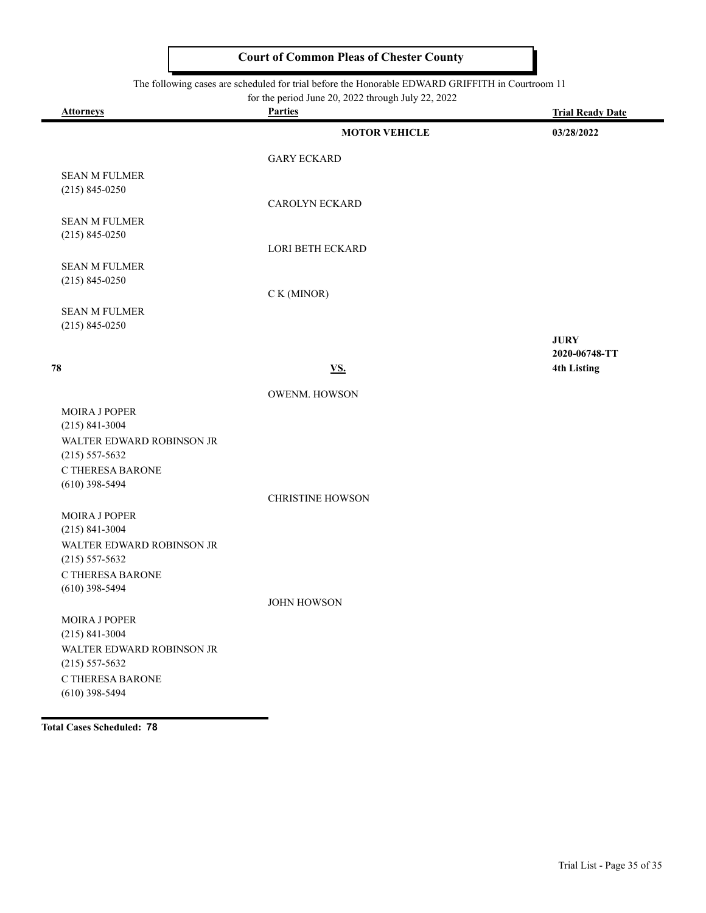**Court of Common Pleas of Chester County**

The following cases are scheduled for trial before the Honorable EDWARD GRIFFITH in Courtroom 11
for the period June 20, 2022 through July 22, 2022

| Attorneys | Parties | Trial Ready Date |
|---|---|---|
| | **MOTOR VEHICLE** | **03/28/2022** |
| | GARY ECKARD | |
| SEAN M FULMER<br>(215) 845-0250 | | |
| | CAROLYN ECKARD | |
| SEAN M FULMER<br>(215) 845-0250 | | |
| | LORI BETH ECKARD | |
| SEAN M FULMER<br>(215) 845-0250 | | |
| | C K (MINOR) | |
| SEAN M FULMER<br>(215) 845-0250 | | |
| **78** | **VS.** | **JURY**<br>**2020-06748-TT**<br>**4th Listing** |
| | OWENM. HOWSON | |
| MOIRA J POPER<br>(215) 841-3004<br>WALTER EDWARD ROBINSON JR<br>(215) 557-5632<br>C THERESA BARONE<br>(610) 398-5494 | | |
| | CHRISTINE HOWSON | |
| MOIRA J POPER<br>(215) 841-3004<br>WALTER EDWARD ROBINSON JR<br>(215) 557-5632<br>C THERESA BARONE<br>(610) 398-5494 | | |
| | JOHN HOWSON | |
| MOIRA J POPER<br>(215) 841-3004<br>WALTER EDWARD ROBINSON JR<br>(215) 557-5632<br>C THERESA BARONE<br>(610) 398-5494 | | |

**Total Cases Scheduled: 78**